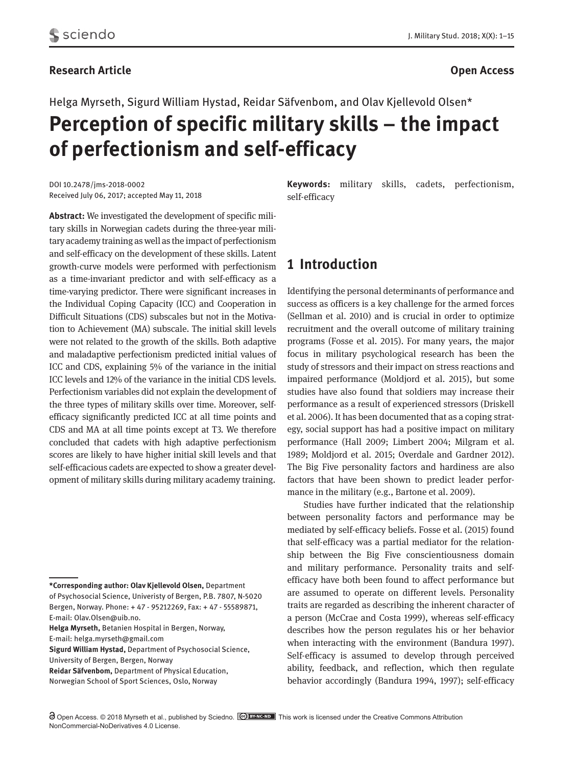**Research Article**

**Open Access**

Helga Myrseth, Sigurd William Hystad, Reidar Säfvenbom, and Olav Kjellevold Olsen*

# Perception of specific military skills – the impact of perfectionism and self-efficacy

DOI 10.2478/jms-2018-0002
Received July 06, 2017; accepted May 11, 2018

**Abstract:** We investigated the development of specific military skills in Norwegian cadets during the three-year military academy training as well as the impact of perfectionism and self-efficacy on the development of these skills. Latent growth-curve models were performed with perfectionism as a time-invariant predictor and with self-efficacy as a time-varying predictor. There were significant increases in the Individual Coping Capacity (ICC) and Cooperation in Difficult Situations (CDS) subscales but not in the Motivation to Achievement (MA) subscale. The initial skill levels were not related to the growth of the skills. Both adaptive and maladaptive perfectionism predicted initial values of ICC and CDS, explaining 5% of the variance in the initial ICC levels and 12% of the variance in the initial CDS levels. Perfectionism variables did not explain the development of the three types of military skills over time. Moreover, self-efficacy significantly predicted ICC at all time points and CDS and MA at all time points except at T3. We therefore concluded that cadets with high adaptive perfectionism scores are likely to have higher initial skill levels and that self-efficacious cadets are expected to show a greater development of military skills during military academy training.

**Keywords:** military skills, cadets, perfectionism, self-efficacy

## 1 Introduction

Identifying the personal determinants of performance and success as officers is a key challenge for the armed forces (Sellman et al. 2010) and is crucial in order to optimize recruitment and the overall outcome of military training programs (Fosse et al. 2015). For many years, the major focus in military psychological research has been the study of stressors and their impact on stress reactions and impaired performance (Moldjord et al. 2015), but some studies have also found that soldiers may increase their performance as a result of experienced stressors (Driskell et al. 2006). It has been documented that as a coping strategy, social support has had a positive impact on military performance (Hall 2009; Limbert 2004; Milgram et al. 1989; Moldjord et al. 2015; Overdale and Gardner 2012). The Big Five personality factors and hardiness are also factors that have been shown to predict leader performance in the military (e.g., Bartone et al. 2009).

Studies have further indicated that the relationship between personality factors and performance may be mediated by self-efficacy beliefs. Fosse et al. (2015) found that self-efficacy was a partial mediator for the relationship between the Big Five conscientiousness domain and military performance. Personality traits and self-efficacy have both been found to affect performance but are assumed to operate on different levels. Personality traits are regarded as describing the inherent character of a person (McCrae and Costa 1999), whereas self-efficacy describes how the person regulates his or her behavior when interacting with the environment (Bandura 1997). Self-efficacy is assumed to develop through perceived ability, feedback, and reflection, which then regulate behavior accordingly (Bandura 1994, 1997); self-efficacy

---

**\*Corresponding author: Olav Kjellevold Olsen,** Department of Psychosocial Science, Univeristy of Bergen, P.B. 7807, N-5020 Bergen, Norway. Phone: + 47 - 95212269, Fax: + 47 - 55589871, E-mail: Olav.Olsen@uib.no.
**Helga Myrseth,** Betanien Hospital in Bergen, Norway, E-mail: helga.myrseth@gmail.com
**Sigurd William Hystad,** Department of Psychosocial Science, University of Bergen, Bergen, Norway
**Reidar Säfvenbom,** Department of Physical Education, Norwegian School of Sport Sciences, Oslo, Norway

Open Access. © 2018 Myrseth et al., published by Sciedno. This work is licensed under the Creative Commons Attribution NonCommercial-NoDerivatives 4.0 License.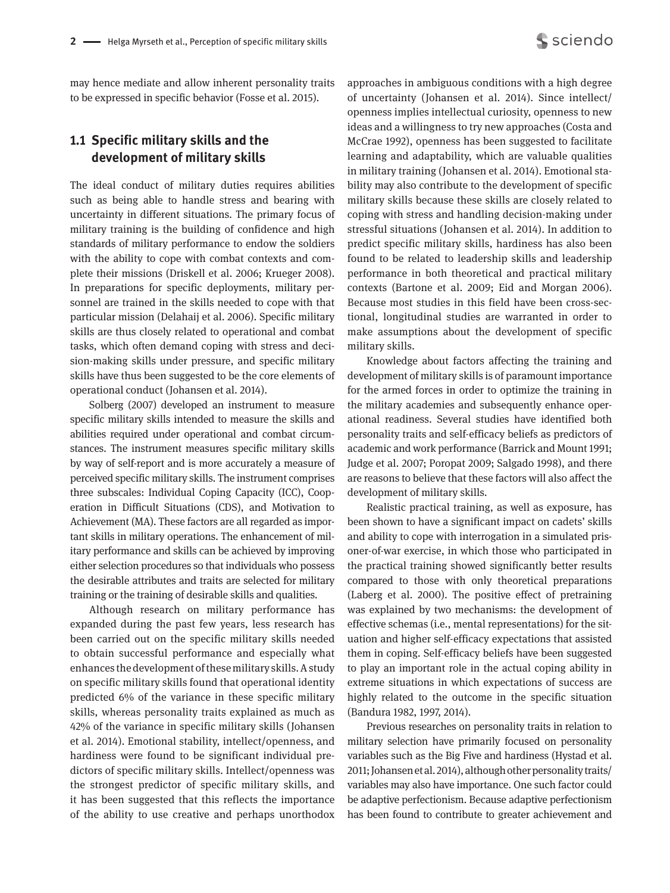may hence mediate and allow inherent personality traits to be expressed in specific behavior (Fosse et al. 2015).

## 1.1 Specific military skills and the development of military skills

The ideal conduct of military duties requires abilities such as being able to handle stress and bearing with uncertainty in different situations. The primary focus of military training is the building of confidence and high standards of military performance to endow the soldiers with the ability to cope with combat contexts and complete their missions (Driskell et al. 2006; Krueger 2008). In preparations for specific deployments, military personnel are trained in the skills needed to cope with that particular mission (Delahaij et al. 2006). Specific military skills are thus closely related to operational and combat tasks, which often demand coping with stress and decision-making skills under pressure, and specific military skills have thus been suggested to be the core elements of operational conduct (Johansen et al. 2014).

Solberg (2007) developed an instrument to measure specific military skills intended to measure the skills and abilities required under operational and combat circumstances. The instrument measures specific military skills by way of self-report and is more accurately a measure of perceived specific military skills. The instrument comprises three subscales: Individual Coping Capacity (ICC), Cooperation in Difficult Situations (CDS), and Motivation to Achievement (MA). These factors are all regarded as important skills in military operations. The enhancement of military performance and skills can be achieved by improving either selection procedures so that individuals who possess the desirable attributes and traits are selected for military training or the training of desirable skills and qualities.

Although research on military performance has expanded during the past few years, less research has been carried out on the specific military skills needed to obtain successful performance and especially what enhances the development of these military skills. A study on specific military skills found that operational identity predicted 6% of the variance in these specific military skills, whereas personality traits explained as much as 42% of the variance in specific military skills (Johansen et al. 2014). Emotional stability, intellect/openness, and hardiness were found to be significant individual predictors of specific military skills. Intellect/openness was the strongest predictor of specific military skills, and it has been suggested that this reflects the importance of the ability to use creative and perhaps unorthodox approaches in ambiguous conditions with a high degree of uncertainty (Johansen et al. 2014). Since intellect/openness implies intellectual curiosity, openness to new ideas and a willingness to try new approaches (Costa and McCrae 1992), openness has been suggested to facilitate learning and adaptability, which are valuable qualities in military training (Johansen et al. 2014). Emotional stability may also contribute to the development of specific military skills because these skills are closely related to coping with stress and handling decision-making under stressful situations (Johansen et al. 2014). In addition to predict specific military skills, hardiness has also been found to be related to leadership skills and leadership performance in both theoretical and practical military contexts (Bartone et al. 2009; Eid and Morgan 2006). Because most studies in this field have been cross-sectional, longitudinal studies are warranted in order to make assumptions about the development of specific military skills.

Knowledge about factors affecting the training and development of military skills is of paramount importance for the armed forces in order to optimize the training in the military academies and subsequently enhance operational readiness. Several studies have identified both personality traits and self-efficacy beliefs as predictors of academic and work performance (Barrick and Mount 1991; Judge et al. 2007; Poropat 2009; Salgado 1998), and there are reasons to believe that these factors will also affect the development of military skills.

Realistic practical training, as well as exposure, has been shown to have a significant impact on cadets' skills and ability to cope with interrogation in a simulated prisoner-of-war exercise, in which those who participated in the practical training showed significantly better results compared to those with only theoretical preparations (Laberg et al. 2000). The positive effect of pretraining was explained by two mechanisms: the development of effective schemas (i.e., mental representations) for the situation and higher self-efficacy expectations that assisted them in coping. Self-efficacy beliefs have been suggested to play an important role in the actual coping ability in extreme situations in which expectations of success are highly related to the outcome in the specific situation (Bandura 1982, 1997, 2014).

Previous researches on personality traits in relation to military selection have primarily focused on personality variables such as the Big Five and hardiness (Hystad et al. 2011; Johansen et al. 2014), although other personality traits/variables may also have importance. One such factor could be adaptive perfectionism. Because adaptive perfectionism has been found to contribute to greater achievement and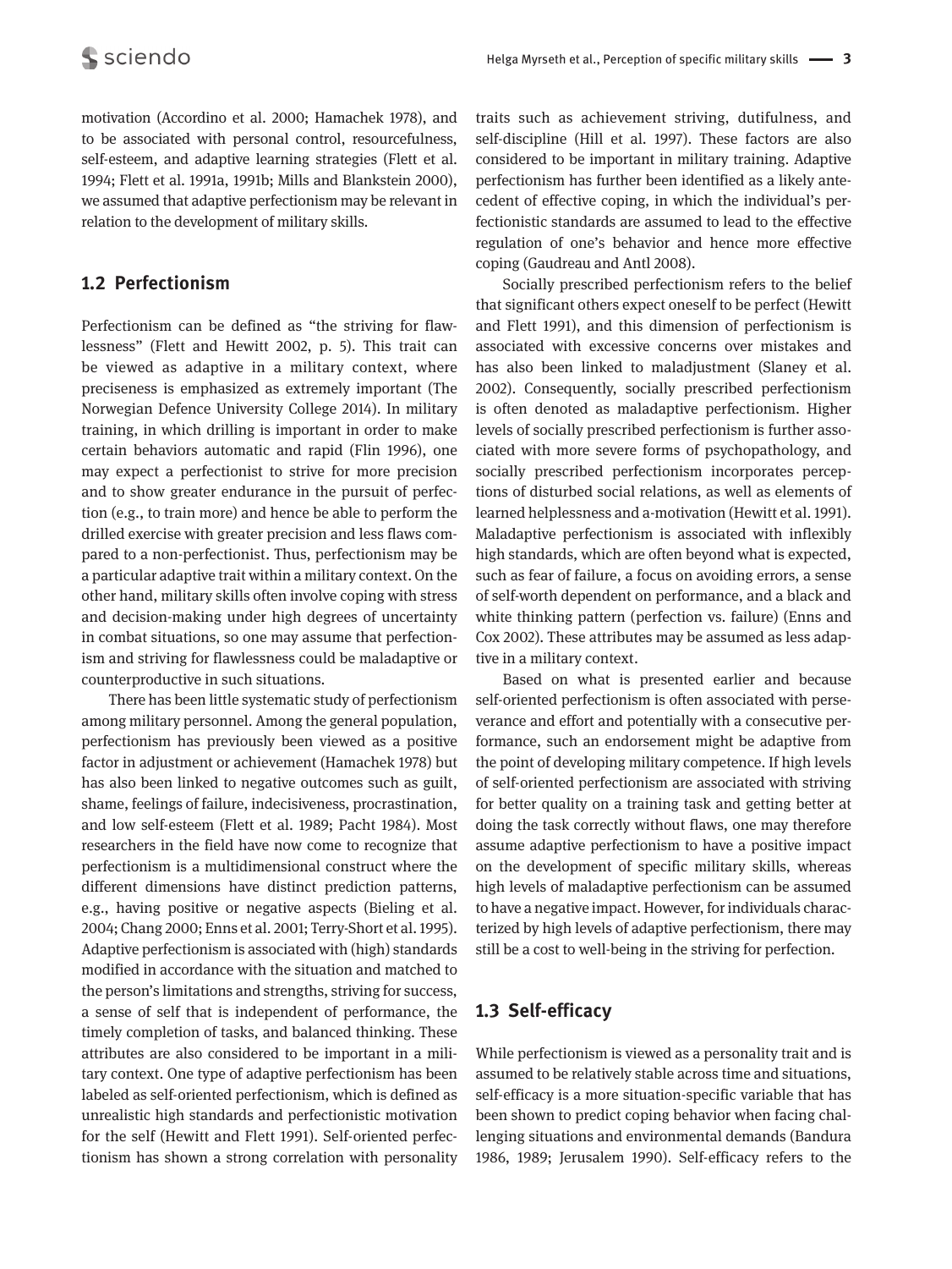motivation (Accordino et al. 2000; Hamachek 1978), and to be associated with personal control, resourcefulness, self-esteem, and adaptive learning strategies (Flett et al. 1994; Flett et al. 1991a, 1991b; Mills and Blankstein 2000), we assumed that adaptive perfectionism may be relevant in relation to the development of military skills.

## 1.2 Perfectionism

Perfectionism can be defined as "the striving for flawlessness" (Flett and Hewitt 2002, p. 5). This trait can be viewed as adaptive in a military context, where preciseness is emphasized as extremely important (The Norwegian Defence University College 2014). In military training, in which drilling is important in order to make certain behaviors automatic and rapid (Flin 1996), one may expect a perfectionist to strive for more precision and to show greater endurance in the pursuit of perfection (e.g., to train more) and hence be able to perform the drilled exercise with greater precision and less flaws compared to a non-perfectionist. Thus, perfectionism may be a particular adaptive trait within a military context. On the other hand, military skills often involve coping with stress and decision-making under high degrees of uncertainty in combat situations, so one may assume that perfectionism and striving for flawlessness could be maladaptive or counterproductive in such situations.

There has been little systematic study of perfectionism among military personnel. Among the general population, perfectionism has previously been viewed as a positive factor in adjustment or achievement (Hamachek 1978) but has also been linked to negative outcomes such as guilt, shame, feelings of failure, indecisiveness, procrastination, and low self-esteem (Flett et al. 1989; Pacht 1984). Most researchers in the field have now come to recognize that perfectionism is a multidimensional construct where the different dimensions have distinct prediction patterns, e.g., having positive or negative aspects (Bieling et al. 2004; Chang 2000; Enns et al. 2001; Terry-Short et al. 1995). Adaptive perfectionism is associated with (high) standards modified in accordance with the situation and matched to the person's limitations and strengths, striving for success, a sense of self that is independent of performance, the timely completion of tasks, and balanced thinking. These attributes are also considered to be important in a military context. One type of adaptive perfectionism has been labeled as self-oriented perfectionism, which is defined as unrealistic high standards and perfectionistic motivation for the self (Hewitt and Flett 1991). Self-oriented perfectionism has shown a strong correlation with personality traits such as achievement striving, dutifulness, and self-discipline (Hill et al. 1997). These factors are also considered to be important in military training. Adaptive perfectionism has further been identified as a likely antecedent of effective coping, in which the individual's perfectionistic standards are assumed to lead to the effective regulation of one's behavior and hence more effective coping (Gaudreau and Antl 2008).

Socially prescribed perfectionism refers to the belief that significant others expect oneself to be perfect (Hewitt and Flett 1991), and this dimension of perfectionism is associated with excessive concerns over mistakes and has also been linked to maladjustment (Slaney et al. 2002). Consequently, socially prescribed perfectionism is often denoted as maladaptive perfectionism. Higher levels of socially prescribed perfectionism is further associated with more severe forms of psychopathology, and socially prescribed perfectionism incorporates perceptions of disturbed social relations, as well as elements of learned helplessness and a-motivation (Hewitt et al. 1991). Maladaptive perfectionism is associated with inflexibly high standards, which are often beyond what is expected, such as fear of failure, a focus on avoiding errors, a sense of self-worth dependent on performance, and a black and white thinking pattern (perfection vs. failure) (Enns and Cox 2002). These attributes may be assumed as less adaptive in a military context.

Based on what is presented earlier and because self-oriented perfectionism is often associated with perseverance and effort and potentially with a consecutive performance, such an endorsement might be adaptive from the point of developing military competence. If high levels of self-oriented perfectionism are associated with striving for better quality on a training task and getting better at doing the task correctly without flaws, one may therefore assume adaptive perfectionism to have a positive impact on the development of specific military skills, whereas high levels of maladaptive perfectionism can be assumed to have a negative impact. However, for individuals characterized by high levels of adaptive perfectionism, there may still be a cost to well-being in the striving for perfection.

## 1.3 Self-efficacy

While perfectionism is viewed as a personality trait and is assumed to be relatively stable across time and situations, self-efficacy is a more situation-specific variable that has been shown to predict coping behavior when facing challenging situations and environmental demands (Bandura 1986, 1989; Jerusalem 1990). Self-efficacy refers to the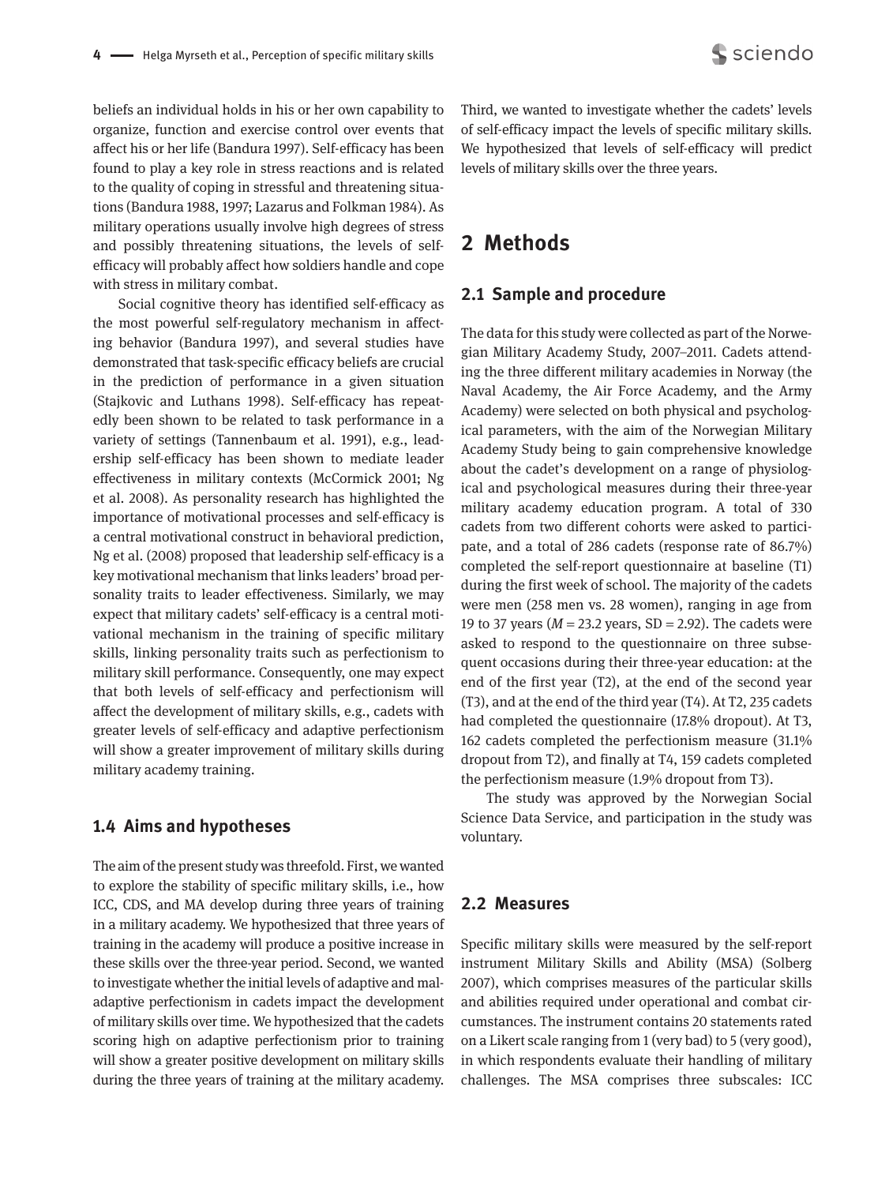beliefs an individual holds in his or her own capability to organize, function and exercise control over events that affect his or her life (Bandura 1997). Self-efficacy has been found to play a key role in stress reactions and is related to the quality of coping in stressful and threatening situations (Bandura 1988, 1997; Lazarus and Folkman 1984). As military operations usually involve high degrees of stress and possibly threatening situations, the levels of self-efficacy will probably affect how soldiers handle and cope with stress in military combat.

Social cognitive theory has identified self-efficacy as the most powerful self-regulatory mechanism in affecting behavior (Bandura 1997), and several studies have demonstrated that task-specific efficacy beliefs are crucial in the prediction of performance in a given situation (Stajkovic and Luthans 1998). Self-efficacy has repeatedly been shown to be related to task performance in a variety of settings (Tannenbaum et al. 1991), e.g., leadership self-efficacy has been shown to mediate leader effectiveness in military contexts (McCormick 2001; Ng et al. 2008). As personality research has highlighted the importance of motivational processes and self-efficacy is a central motivational construct in behavioral prediction, Ng et al. (2008) proposed that leadership self-efficacy is a key motivational mechanism that links leaders' broad personality traits to leader effectiveness. Similarly, we may expect that military cadets' self-efficacy is a central motivational mechanism in the training of specific military skills, linking personality traits such as perfectionism to military skill performance. Consequently, one may expect that both levels of self-efficacy and perfectionism will affect the development of military skills, e.g., cadets with greater levels of self-efficacy and adaptive perfectionism will show a greater improvement of military skills during military academy training.

### 1.4 Aims and hypotheses

The aim of the present study was threefold. First, we wanted to explore the stability of specific military skills, i.e., how ICC, CDS, and MA develop during three years of training in a military academy. We hypothesized that three years of training in the academy will produce a positive increase in these skills over the three-year period. Second, we wanted to investigate whether the initial levels of adaptive and maladaptive perfectionism in cadets impact the development of military skills over time. We hypothesized that the cadets scoring high on adaptive perfectionism prior to training will show a greater positive development on military skills during the three years of training at the military academy. Third, we wanted to investigate whether the cadets' levels of self-efficacy impact the levels of specific military skills. We hypothesized that levels of self-efficacy will predict levels of military skills over the three years.

## 2 Methods

### 2.1 Sample and procedure

The data for this study were collected as part of the Norwegian Military Academy Study, 2007–2011. Cadets attending the three different military academies in Norway (the Naval Academy, the Air Force Academy, and the Army Academy) were selected on both physical and psychological parameters, with the aim of the Norwegian Military Academy Study being to gain comprehensive knowledge about the cadet's development on a range of physiological and psychological measures during their three-year military academy education program. A total of 330 cadets from two different cohorts were asked to participate, and a total of 286 cadets (response rate of 86.7%) completed the self-report questionnaire at baseline (T1) during the first week of school. The majority of the cadets were men (258 men vs. 28 women), ranging in age from 19 to 37 years ($M$ = 23.2 years, SD = 2.92). The cadets were asked to respond to the questionnaire on three subsequent occasions during their three-year education: at the end of the first year (T2), at the end of the second year (T3), and at the end of the third year (T4). At T2, 235 cadets had completed the questionnaire (17.8% dropout). At T3, 162 cadets completed the perfectionism measure (31.1% dropout from T2), and finally at T4, 159 cadets completed the perfectionism measure (1.9% dropout from T3).

The study was approved by the Norwegian Social Science Data Service, and participation in the study was voluntary.

### 2.2 Measures

Specific military skills were measured by the self-report instrument Military Skills and Ability (MSA) (Solberg 2007), which comprises measures of the particular skills and abilities required under operational and combat circumstances. The instrument contains 20 statements rated on a Likert scale ranging from 1 (very bad) to 5 (very good), in which respondents evaluate their handling of military challenges. The MSA comprises three subscales: ICC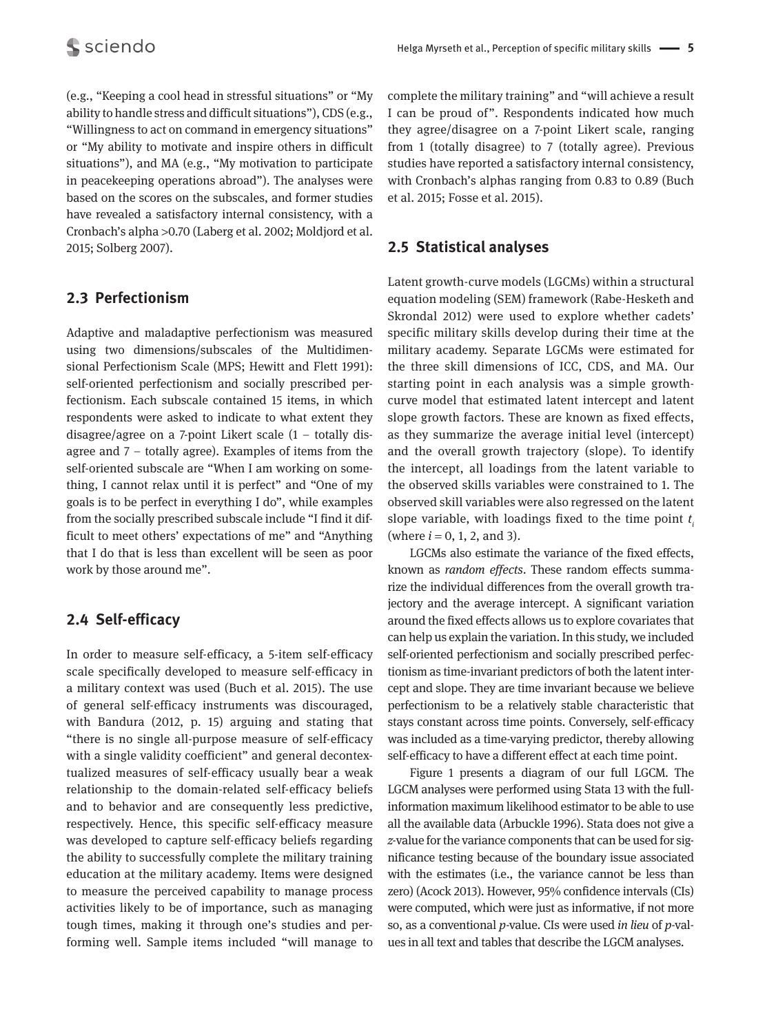(e.g., "Keeping a cool head in stressful situations" or "My ability to handle stress and difficult situations"), CDS (e.g., "Willingness to act on command in emergency situations" or "My ability to motivate and inspire others in difficult situations"), and MA (e.g., "My motivation to participate in peacekeeping operations abroad"). The analyses were based on the scores on the subscales, and former studies have revealed a satisfactory internal consistency, with a Cronbach's alpha >0.70 (Laberg et al. 2002; Moldjord et al. 2015; Solberg 2007).

## 2.3 Perfectionism

Adaptive and maladaptive perfectionism was measured using two dimensions/subscales of the Multidimensional Perfectionism Scale (MPS; Hewitt and Flett 1991): self-oriented perfectionism and socially prescribed perfectionism. Each subscale contained 15 items, in which respondents were asked to indicate to what extent they disagree/agree on a 7-point Likert scale (1 – totally disagree and 7 – totally agree). Examples of items from the self-oriented subscale are "When I am working on something, I cannot relax until it is perfect" and "One of my goals is to be perfect in everything I do", while examples from the socially prescribed subscale include "I find it difficult to meet others' expectations of me" and "Anything that I do that is less than excellent will be seen as poor work by those around me".

## 2.4 Self-efficacy

In order to measure self-efficacy, a 5-item self-efficacy scale specifically developed to measure self-efficacy in a military context was used (Buch et al. 2015). The use of general self-efficacy instruments was discouraged, with Bandura (2012, p. 15) arguing and stating that "there is no single all-purpose measure of self-efficacy with a single validity coefficient" and general decontextualized measures of self-efficacy usually bear a weak relationship to the domain-related self-efficacy beliefs and to behavior and are consequently less predictive, respectively. Hence, this specific self-efficacy measure was developed to capture self-efficacy beliefs regarding the ability to successfully complete the military training education at the military academy. Items were designed to measure the perceived capability to manage process activities likely to be of importance, such as managing tough times, making it through one's studies and performing well. Sample items included "will manage to complete the military training" and "will achieve a result I can be proud of". Respondents indicated how much they agree/disagree on a 7-point Likert scale, ranging from 1 (totally disagree) to 7 (totally agree). Previous studies have reported a satisfactory internal consistency, with Cronbach's alphas ranging from 0.83 to 0.89 (Buch et al. 2015; Fosse et al. 2015).

## 2.5 Statistical analyses

Latent growth-curve models (LGCMs) within a structural equation modeling (SEM) framework (Rabe-Hesketh and Skrondal 2012) were used to explore whether cadets' specific military skills develop during their time at the military academy. Separate LGCMs were estimated for the three skill dimensions of ICC, CDS, and MA. Our starting point in each analysis was a simple growth-curve model that estimated latent intercept and latent slope growth factors. These are known as fixed effects, as they summarize the average initial level (intercept) and the overall growth trajectory (slope). To identify the intercept, all loadings from the latent variable to the observed skills variables were constrained to 1. The observed skill variables were also regressed on the latent slope variable, with loadings fixed to the time point $t_i$ (where $i = 0, 1, 2,$ and $3$).

LGCMs also estimate the variance of the fixed effects, known as *random effects*. These random effects summarize the individual differences from the overall growth trajectory and the average intercept. A significant variation around the fixed effects allows us to explore covariates that can help us explain the variation. In this study, we included self-oriented perfectionism and socially prescribed perfectionism as time-invariant predictors of both the latent intercept and slope. They are time invariant because we believe perfectionism to be a relatively stable characteristic that stays constant across time points. Conversely, self-efficacy was included as a time-varying predictor, thereby allowing self-efficacy to have a different effect at each time point.

Figure 1 presents a diagram of our full LGCM. The LGCM analyses were performed using Stata 13 with the full-information maximum likelihood estimator to be able to use all the available data (Arbuckle 1996). Stata does not give a *z*-value for the variance components that can be used for significance testing because of the boundary issue associated with the estimates (i.e., the variance cannot be less than zero) (Acock 2013). However, 95% confidence intervals (CIs) were computed, which were just as informative, if not more so, as a conventional *p*-value. CIs were used *in lieu* of *p*-values in all text and tables that describe the LGCM analyses.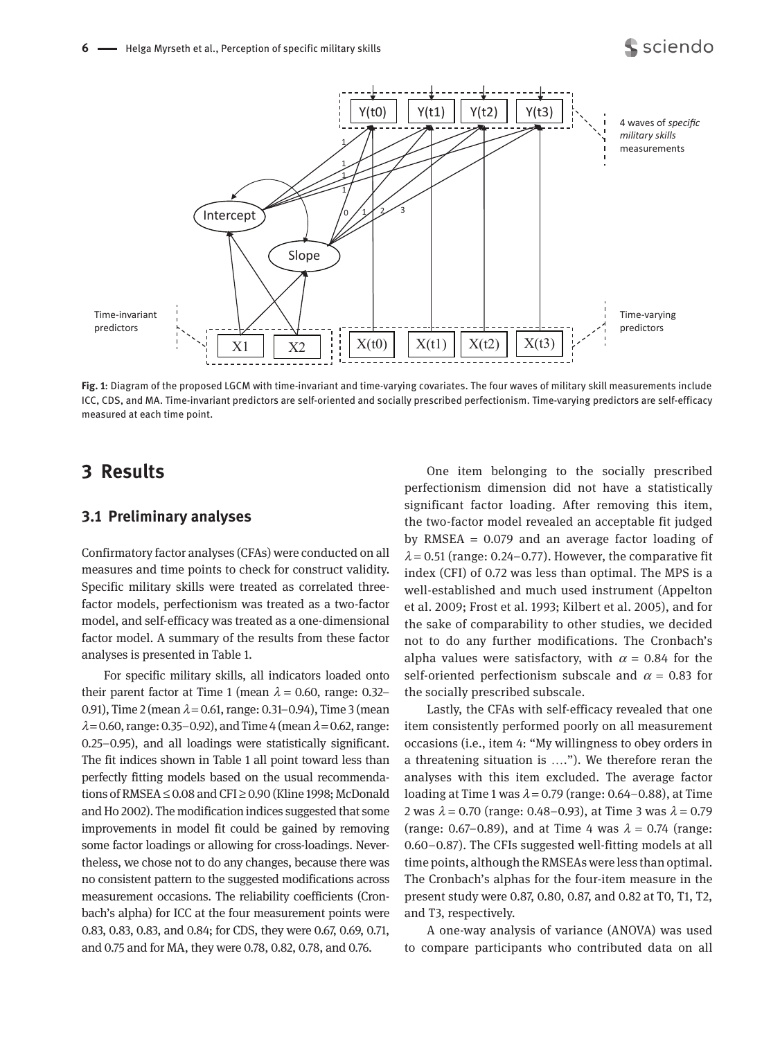**Fig. 1**: Diagram of the proposed LGCM with time-invariant and time-varying covariates. The four waves of military skill measurements include ICC, CDS, and MA. Time-invariant predictors are self-oriented and socially prescribed perfectionism. Time-varying predictors are self-efficacy measured at each time point.

## 3 Results

### 3.1 Preliminary analyses

Confirmatory factor analyses (CFAs) were conducted on all measures and time points to check for construct validity. Specific military skills were treated as correlated three-factor models, perfectionism was treated as a two-factor model, and self-efficacy was treated as a one-dimensional factor model. A summary of the results from these factor analyses is presented in Table 1.

For specific military skills, all indicators loaded onto their parent factor at Time 1 (mean $\lambda = 0.60$, range: 0.32–0.91), Time 2 (mean $\lambda = 0.61$, range: 0.31–0.94), Time 3 (mean $\lambda = 0.60$, range: 0.35–0.92), and Time 4 (mean $\lambda = 0.62$, range: 0.25–0.95), and all loadings were statistically significant. The fit indices shown in Table 1 all point toward less than perfectly fitting models based on the usual recommendations of RMSEA $\leq 0.08$ and CFI $\geq 0.90$ (Kline 1998; McDonald and Ho 2002). The modification indices suggested that some improvements in model fit could be gained by removing some factor loadings or allowing for cross-loadings. Nevertheless, we chose not to do any changes, because there was no consistent pattern to the suggested modifications across measurement occasions. The reliability coefficients (Cronbach's alpha) for ICC at the four measurement points were 0.83, 0.83, 0.83, and 0.84; for CDS, they were 0.67, 0.69, 0.71, and 0.75 and for MA, they were 0.78, 0.82, 0.78, and 0.76.

One item belonging to the socially prescribed perfectionism dimension did not have a statistically significant factor loading. After removing this item, the two-factor model revealed an acceptable fit judged by RMSEA = 0.079 and an average factor loading of $\lambda = 0.51$ (range: 0.24–0.77). However, the comparative fit index (CFI) of 0.72 was less than optimal. The MPS is a well-established and much used instrument (Appelton et al. 2009; Frost et al. 1993; Kilbert et al. 2005), and for the sake of comparability to other studies, we decided not to do any further modifications. The Cronbach's alpha values were satisfactory, with $\alpha = 0.84$ for the self-oriented perfectionism subscale and $\alpha = 0.83$ for the socially prescribed subscale.

Lastly, the CFAs with self-efficacy revealed that one item consistently performed poorly on all measurement occasions (i.e., item 4: "My willingness to obey orders in a threatening situation is ….”). We therefore reran the analyses with this item excluded. The average factor loading at Time 1 was $\lambda = 0.79$ (range: 0.64–0.88), at Time 2 was $\lambda = 0.70$ (range: 0.48–0.93), at Time 3 was $\lambda = 0.79$ (range: 0.67–0.89), and at Time 4 was $\lambda = 0.74$ (range: 0.60–0.87). The CFIs suggested well-fitting models at all time points, although the RMSEAs were less than optimal. The Cronbach's alphas for the four-item measure in the present study were 0.87, 0.80, 0.87, and 0.82 at T0, T1, T2, and T3, respectively.

A one-way analysis of variance (ANOVA) was used to compare participants who contributed data on all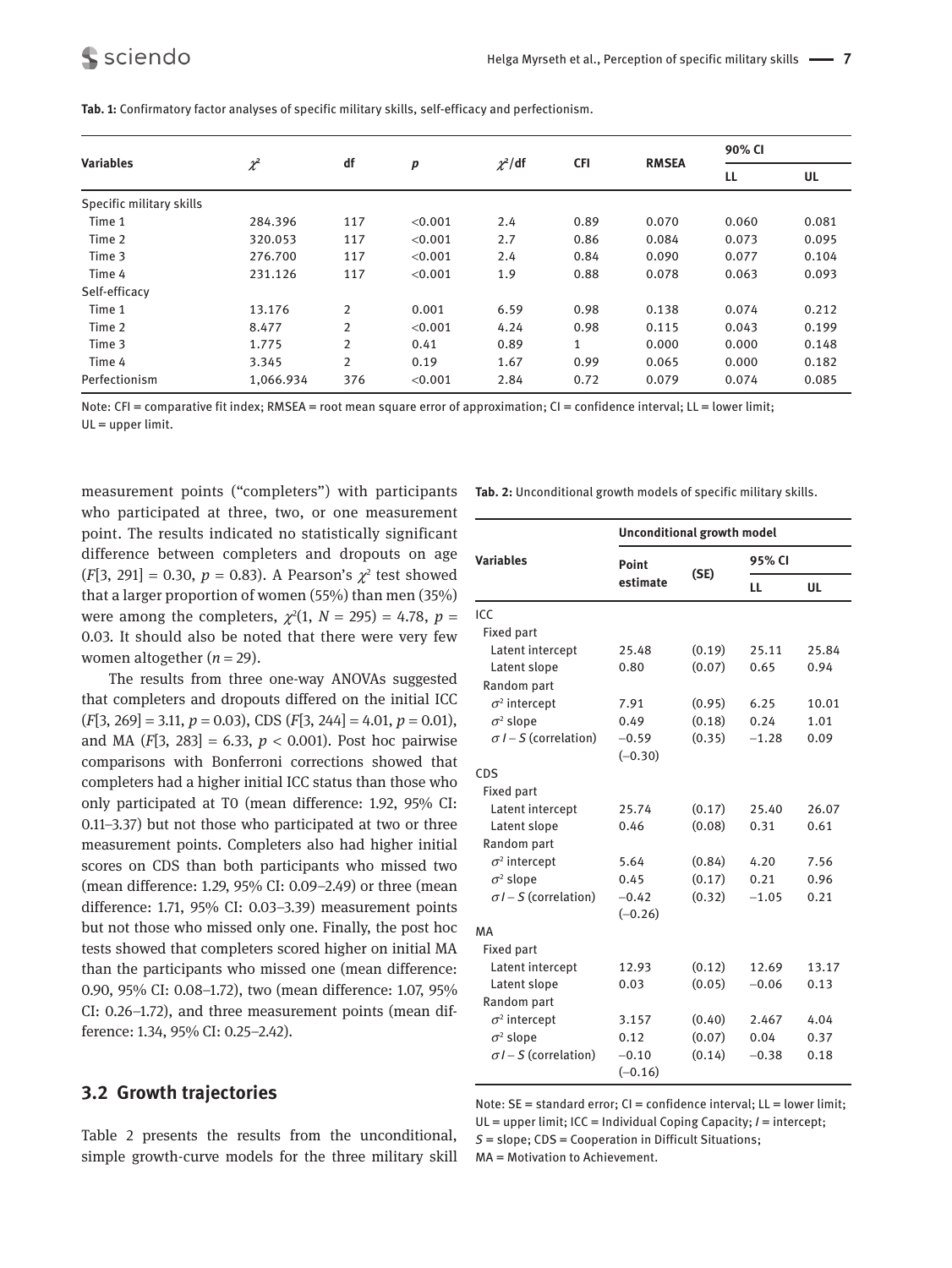**Tab. 1:** Confirmatory factor analyses of specific military skills, self-efficacy and perfectionism.

| Variables | $\chi^2$ | df | *p* | $\chi^2$/df | CFI | RMSEA | 90% CI | |
|---|---|---|---|---|---|---|---|---|
| | | | | | | | LL | UL |
| Specific military skills | | | | | | | | |
| Time 1 | 284.396 | 117 | <0.001 | 2.4 | 0.89 | 0.070 | 0.060 | 0.081 |
| Time 2 | 320.053 | 117 | <0.001 | 2.7 | 0.86 | 0.084 | 0.073 | 0.095 |
| Time 3 | 276.700 | 117 | <0.001 | 2.4 | 0.84 | 0.090 | 0.077 | 0.104 |
| Time 4 | 231.126 | 117 | <0.001 | 1.9 | 0.88 | 0.078 | 0.063 | 0.093 |
| Self-efficacy | | | | | | | | |
| Time 1 | 13.176 | 2 | 0.001 | 6.59 | 0.98 | 0.138 | 0.074 | 0.212 |
| Time 2 | 8.477 | 2 | <0.001 | 4.24 | 0.98 | 0.115 | 0.043 | 0.199 |
| Time 3 | 1.775 | 2 | 0.41 | 0.89 | 1 | 0.000 | 0.000 | 0.148 |
| Time 4 | 3.345 | 2 | 0.19 | 1.67 | 0.99 | 0.065 | 0.000 | 0.182 |
| Perfectionism | 1,066.934 | 376 | <0.001 | 2.84 | 0.72 | 0.079 | 0.074 | 0.085 |

Note: CFI = comparative fit index; RMSEA = root mean square error of approximation; CI = confidence interval; LL = lower limit; UL = upper limit.

measurement points ("completers") with participants who participated at three, two, or one measurement point. The results indicated no statistically significant difference between completers and dropouts on age ($F$[3, 291] = 0.30, $p$ = 0.83). A Pearson's $\chi^2$ test showed that a larger proportion of women (55%) than men (35%) were among the completers, $\chi^2$(1, $N$ = 295) = 4.78, $p$ = 0.03. It should also be noted that there were very few women altogether ($n$ = 29).

The results from three one-way ANOVAs suggested that completers and dropouts differed on the initial ICC ($F$[3, 269] = 3.11, $p$ = 0.03), CDS ($F$[3, 244] = 4.01, $p$ = 0.01), and MA ($F$[3, 283] = 6.33, $p$ < 0.001). Post hoc pairwise comparisons with Bonferroni corrections showed that completers had a higher initial ICC status than those who only participated at T0 (mean difference: 1.92, 95% CI: 0.11–3.37) but not those who participated at two or three measurement points. Completers also had higher initial scores on CDS than both participants who missed two (mean difference: 1.29, 95% CI: 0.09–2.49) or three (mean difference: 1.71, 95% CI: 0.03–3.39) measurement points but not those who missed only one. Finally, the post hoc tests showed that completers scored higher on initial MA than the participants who missed one (mean difference: 0.90, 95% CI: 0.08–1.72), two (mean difference: 1.07, 95% CI: 0.26–1.72), and three measurement points (mean difference: 1.34, 95% CI: 0.25–2.42).

## 3.2 Growth trajectories

Table 2 presents the results from the unconditional, simple growth-curve models for the three military skill

**Tab. 2:** Unconditional growth models of specific military skills.

| Variables | Unconditional growth model | | | |
|---|---|---|---|---|
| | Point estimate | (SE) | 95% CI | |
| | | | LL | UL |
| ICC | | | | |
| Fixed part | | | | |
| Latent intercept | 25.48 | (0.19) | 25.11 | 25.84 |
| Latent slope | 0.80 | (0.07) | 0.65 | 0.94 |
| Random part | | | | |
| $\sigma^2$ intercept | 7.91 | (0.95) | 6.25 | 10.01 |
| $\sigma^2$ slope | 0.49 | (0.18) | 0.24 | 1.01 |
| $\sigma\, I - S$ (correlation) | −0.59 (−0.30) | (0.35) | −1.28 | 0.09 |
| CDS | | | | |
| Fixed part | | | | |
| Latent intercept | 25.74 | (0.17) | 25.40 | 26.07 |
| Latent slope | 0.46 | (0.08) | 0.31 | 0.61 |
| Random part | | | | |
| $\sigma^2$ intercept | 5.64 | (0.84) | 4.20 | 7.56 |
| $\sigma^2$ slope | 0.45 | (0.17) | 0.21 | 0.96 |
| $\sigma\, I - S$ (correlation) | −0.42 (−0.26) | (0.32) | −1.05 | 0.21 |
| MA | | | | |
| Fixed part | | | | |
| Latent intercept | 12.93 | (0.12) | 12.69 | 13.17 |
| Latent slope | 0.03 | (0.05) | −0.06 | 0.13 |
| Random part | | | | |
| $\sigma^2$ intercept | 3.157 | (0.40) | 2.467 | 4.04 |
| $\sigma^2$ slope | 0.12 | (0.07) | 0.04 | 0.37 |
| $\sigma\, I - S$ (correlation) | −0.10 (−0.16) | (0.14) | −0.38 | 0.18 |

Note: SE = standard error; CI = confidence interval; LL = lower limit; UL = upper limit; ICC = Individual Coping Capacity; $I$ = intercept; $S$ = slope; CDS = Cooperation in Difficult Situations; MA = Motivation to Achievement.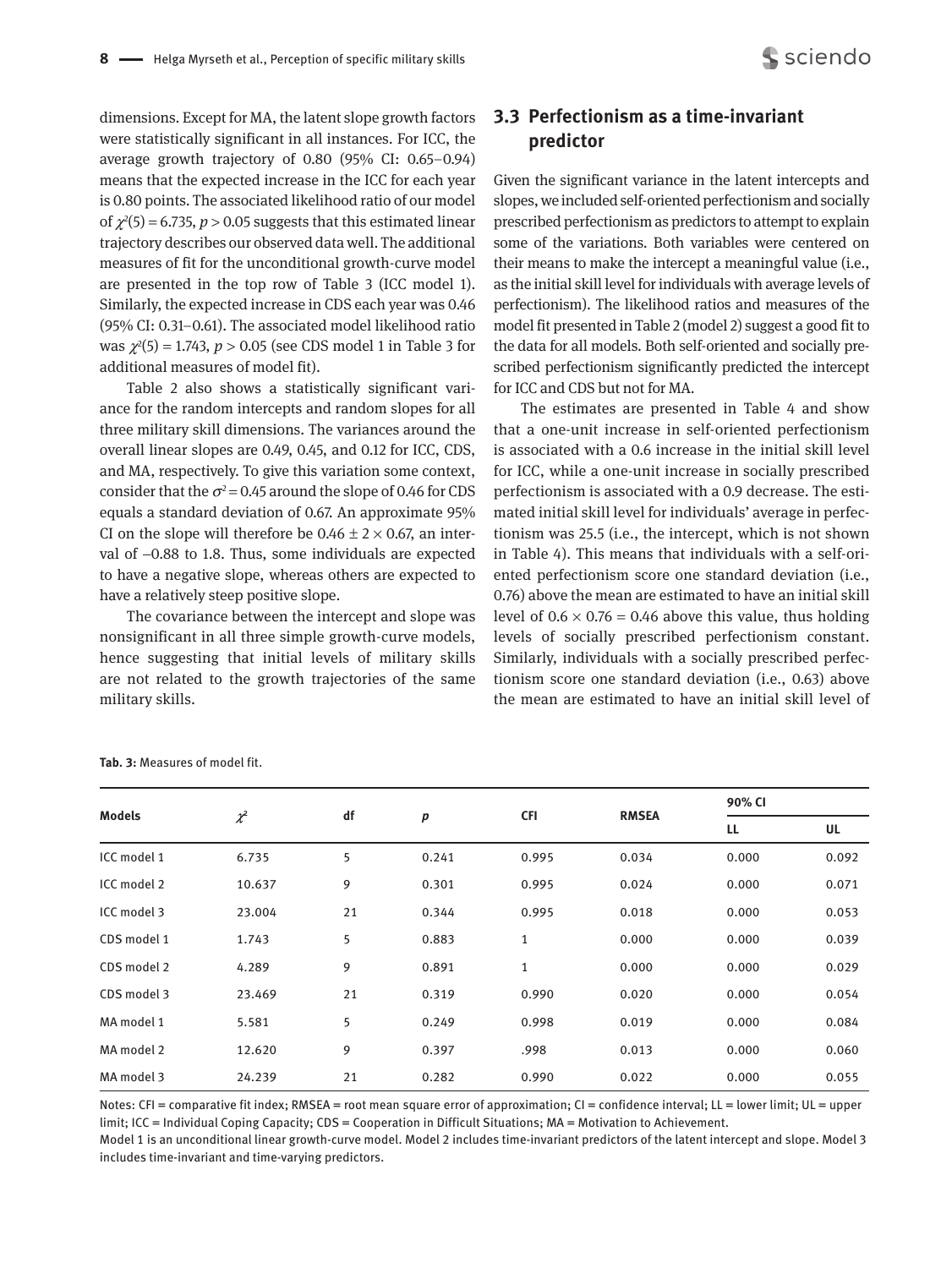dimensions. Except for MA, the latent slope growth factors were statistically significant in all instances. For ICC, the average growth trajectory of 0.80 (95% CI: 0.65–0.94) means that the expected increase in the ICC for each year is 0.80 points. The associated likelihood ratio of our model of $\chi^2(5) = 6.735$, $p > 0.05$ suggests that this estimated linear trajectory describes our observed data well. The additional measures of fit for the unconditional growth-curve model are presented in the top row of Table 3 (ICC model 1). Similarly, the expected increase in CDS each year was 0.46 (95% CI: 0.31–0.61). The associated model likelihood ratio was $\chi^2(5) = 1.743$, $p > 0.05$ (see CDS model 1 in Table 3 for additional measures of model fit).

Table 2 also shows a statistically significant variance for the random intercepts and random slopes for all three military skill dimensions. The variances around the overall linear slopes are 0.49, 0.45, and 0.12 for ICC, CDS, and MA, respectively. To give this variation some context, consider that the $\sigma^2 = 0.45$ around the slope of 0.46 for CDS equals a standard deviation of 0.67. An approximate 95% CI on the slope will therefore be $0.46 \pm 2 \times 0.67$, an interval of –0.88 to 1.8. Thus, some individuals are expected to have a negative slope, whereas others are expected to have a relatively steep positive slope.

The covariance between the intercept and slope was nonsignificant in all three simple growth-curve models, hence suggesting that initial levels of military skills are not related to the growth trajectories of the same military skills.

## 3.3 Perfectionism as a time-invariant predictor

Given the significant variance in the latent intercepts and slopes, we included self-oriented perfectionism and socially prescribed perfectionism as predictors to attempt to explain some of the variations. Both variables were centered on their means to make the intercept a meaningful value (i.e., as the initial skill level for individuals with average levels of perfectionism). The likelihood ratios and measures of the model fit presented in Table 2 (model 2) suggest a good fit to the data for all models. Both self-oriented and socially prescribed perfectionism significantly predicted the intercept for ICC and CDS but not for MA.

The estimates are presented in Table 4 and show that a one-unit increase in self-oriented perfectionism is associated with a 0.6 increase in the initial skill level for ICC, while a one-unit increase in socially prescribed perfectionism is associated with a 0.9 decrease. The estimated initial skill level for individuals' average in perfectionism was 25.5 (i.e., the intercept, which is not shown in Table 4). This means that individuals with a self-oriented perfectionism score one standard deviation (i.e., 0.76) above the mean are estimated to have an initial skill level of $0.6 \times 0.76 = 0.46$ above this value, thus holding levels of socially prescribed perfectionism constant. Similarly, individuals with a socially prescribed perfectionism score one standard deviation (i.e., 0.63) above the mean are estimated to have an initial skill level of

**Tab. 3:** Measures of model fit.

| Models | $\chi^2$ | df | $p$ | CFI | RMSEA | 90% CI | |
|---|---|---|---|---|---|---|---|
| | | | | | | LL | UL |
| ICC model 1 | 6.735 | 5 | 0.241 | 0.995 | 0.034 | 0.000 | 0.092 |
| ICC model 2 | 10.637 | 9 | 0.301 | 0.995 | 0.024 | 0.000 | 0.071 |
| ICC model 3 | 23.004 | 21 | 0.344 | 0.995 | 0.018 | 0.000 | 0.053 |
| CDS model 1 | 1.743 | 5 | 0.883 | 1 | 0.000 | 0.000 | 0.039 |
| CDS model 2 | 4.289 | 9 | 0.891 | 1 | 0.000 | 0.000 | 0.029 |
| CDS model 3 | 23.469 | 21 | 0.319 | 0.990 | 0.020 | 0.000 | 0.054 |
| MA model 1 | 5.581 | 5 | 0.249 | 0.998 | 0.019 | 0.000 | 0.084 |
| MA model 2 | 12.620 | 9 | 0.397 | .998 | 0.013 | 0.000 | 0.060 |
| MA model 3 | 24.239 | 21 | 0.282 | 0.990 | 0.022 | 0.000 | 0.055 |

Notes: CFI = comparative fit index; RMSEA = root mean square error of approximation; CI = confidence interval; LL = lower limit; UL = upper limit; ICC = Individual Coping Capacity; CDS = Cooperation in Difficult Situations; MA = Motivation to Achievement.
Model 1 is an unconditional linear growth-curve model. Model 2 includes time-invariant predictors of the latent intercept and slope. Model 3 includes time-invariant and time-varying predictors.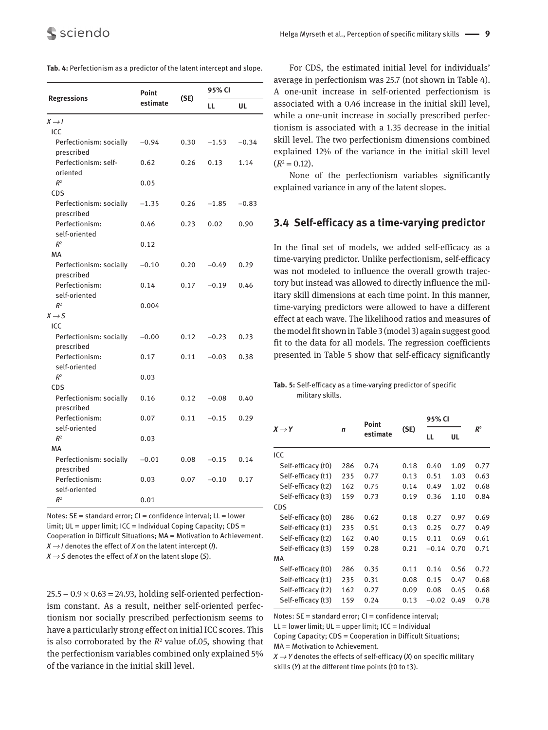**Tab. 4:** Perfectionism as a predictor of the latent intercept and slope.

| Regressions | Point estimate | (SE) | 95% CI | |
|---|---|---|---|---|
| | | | LL | UL |
| $X \rightarrow I$ | | | | |
| ICC | | | | |
| Perfectionism: socially prescribed | −0.94 | 0.30 | −1.53 | −0.34 |
| Perfectionism: self-oriented | 0.62 | 0.26 | 0.13 | 1.14 |
| $R^2$ | 0.05 | | | |
| CDS | | | | |
| Perfectionism: socially prescribed | −1.35 | 0.26 | −1.85 | −0.83 |
| Perfectionism: self-oriented | 0.46 | 0.23 | 0.02 | 0.90 |
| $R^2$ | 0.12 | | | |
| MA | | | | |
| Perfectionism: socially prescribed | −0.10 | 0.20 | −0.49 | 0.29 |
| Perfectionism: self-oriented | 0.14 | 0.17 | −0.19 | 0.46 |
| $R^2$ | 0.004 | | | |
| $X \rightarrow S$ | | | | |
| ICC | | | | |
| Perfectionism: socially prescribed | −0.00 | 0.12 | −0.23 | 0.23 |
| Perfectionism: self-oriented | 0.17 | 0.11 | −0.03 | 0.38 |
| $R^2$ | 0.03 | | | |
| CDS | | | | |
| Perfectionism: socially prescribed | 0.16 | 0.12 | −0.08 | 0.40 |
| Perfectionism: self-oriented | 0.07 | 0.11 | −0.15 | 0.29 |
| $R^2$ | 0.03 | | | |
| MA | | | | |
| Perfectionism: socially prescribed | −0.01 | 0.08 | −0.15 | 0.14 |
| Perfectionism: self-oriented | 0.03 | 0.07 | −0.10 | 0.17 |
| $R^2$ | 0.01 | | | |

Notes: SE = standard error; CI = confidence interval; LL = lower limit; UL = upper limit; ICC = Individual Coping Capacity; CDS = Cooperation in Difficult Situations; MA = Motivation to Achievement. $X \rightarrow I$ denotes the effect of $X$ on the latent intercept ($I$). $X \rightarrow S$ denotes the effect of $X$ on the latent slope ($S$).

$25.5 - 0.9 \times 0.63 = 24.93$, holding self-oriented perfectionism constant. As a result, neither self-oriented perfectionism nor socially prescribed perfectionism seems to have a particularly strong effect on initial ICC scores. This is also corroborated by the $R^2$ value of.05, showing that the perfectionism variables combined only explained 5% of the variance in the initial skill level.

For CDS, the estimated initial level for individuals' average in perfectionism was 25.7 (not shown in Table 4). A one-unit increase in self-oriented perfectionism is associated with a 0.46 increase in the initial skill level, while a one-unit increase in socially prescribed perfectionism is associated with a 1.35 decrease in the initial skill level. The two perfectionism dimensions combined explained 12% of the variance in the initial skill level ($R^2 = 0.12$).

None of the perfectionism variables significantly explained variance in any of the latent slopes.

## 3.4 Self-efficacy as a time-varying predictor

In the final set of models, we added self-efficacy as a time-varying predictor. Unlike perfectionism, self-efficacy was not modeled to influence the overall growth trajectory but instead was allowed to directly influence the military skill dimensions at each time point. In this manner, time-varying predictors were allowed to have a different effect at each wave. The likelihood ratios and measures of the model fit shown in Table 3 (model 3) again suggest good fit to the data for all models. The regression coefficients presented in Table 5 show that self-efficacy significantly

**Tab. 5:** Self-efficacy as a time-varying predictor of specific military skills.

| $X \rightarrow Y$ | n | Point estimate | (SE) | 95% CI | | $R^2$ |
|---|---|---|---|---|---|---|
| | | | | LL | UL | |
| ICC | | | | | | |
| Self-efficacy (t0) | 286 | 0.74 | 0.18 | 0.40 | 1.09 | 0.77 |
| Self-efficacy (t1) | 235 | 0.77 | 0.13 | 0.51 | 1.03 | 0.63 |
| Self-efficacy (t2) | 162 | 0.75 | 0.14 | 0.49 | 1.02 | 0.68 |
| Self-efficacy (t3) | 159 | 0.73 | 0.19 | 0.36 | 1.10 | 0.84 |
| CDS | | | | | | |
| Self-efficacy (t0) | 286 | 0.62 | 0.18 | 0.27 | 0.97 | 0.69 |
| Self-efficacy (t1) | 235 | 0.51 | 0.13 | 0.25 | 0.77 | 0.49 |
| Self-efficacy (t2) | 162 | 0.40 | 0.15 | 0.11 | 0.69 | 0.61 |
| Self-efficacy (t3) | 159 | 0.28 | 0.21 | −0.14 | 0.70 | 0.71 |
| MA | | | | | | |
| Self-efficacy (t0) | 286 | 0.35 | 0.11 | 0.14 | 0.56 | 0.72 |
| Self-efficacy (t1) | 235 | 0.31 | 0.08 | 0.15 | 0.47 | 0.68 |
| Self-efficacy (t2) | 162 | 0.27 | 0.09 | 0.08 | 0.45 | 0.68 |
| Self-efficacy (t3) | 159 | 0.24 | 0.13 | −0.02 | 0.49 | 0.78 |

Notes: SE = standard error; CI = confidence interval; LL = lower limit; UL = upper limit; ICC = Individual Coping Capacity; CDS = Cooperation in Difficult Situations; MA = Motivation to Achievement. $X \rightarrow Y$ denotes the effects of self-efficacy ($X$) on specific military skills ($Y$) at the different time points (t0 to t3).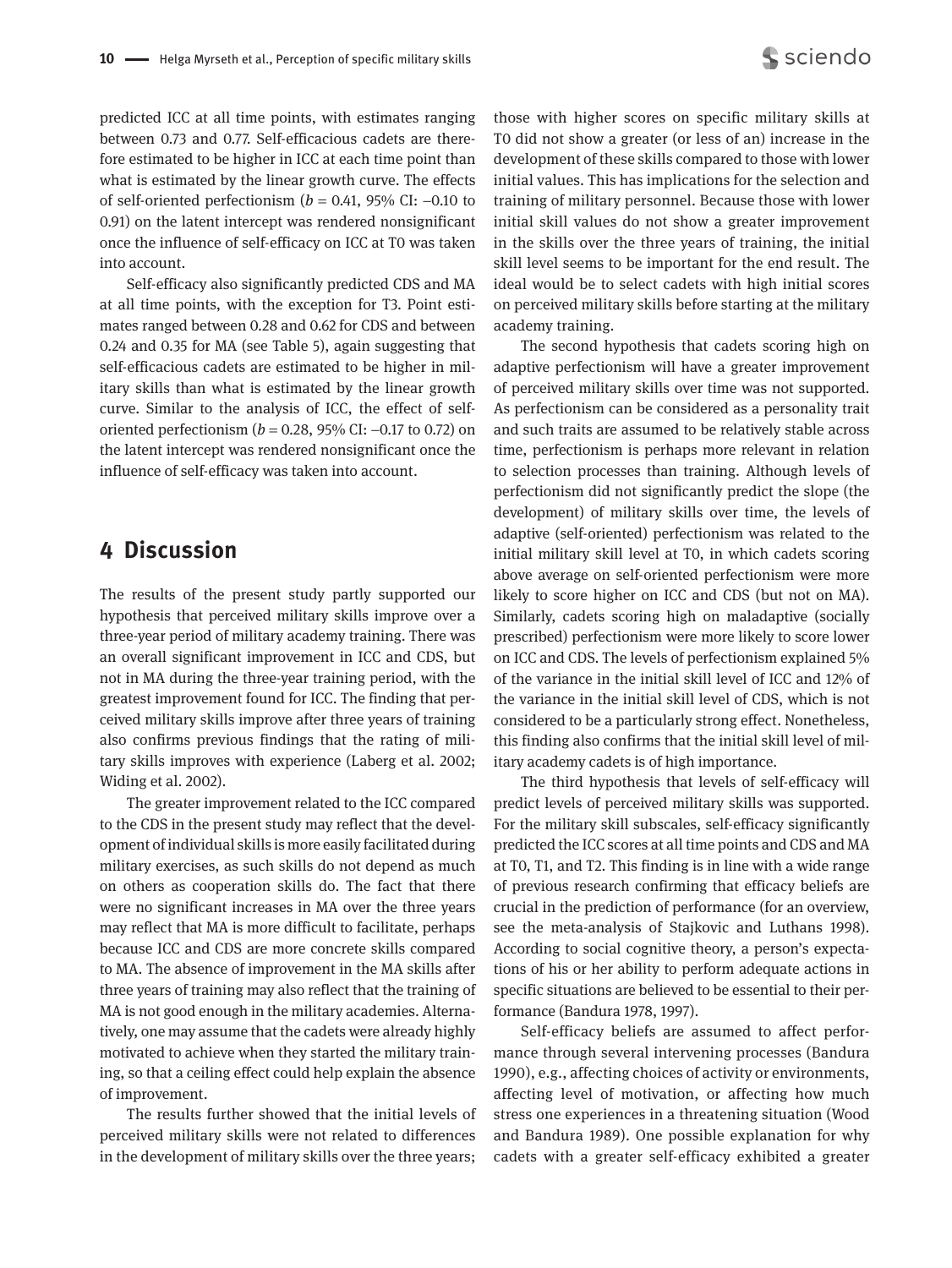predicted ICC at all time points, with estimates ranging between 0.73 and 0.77. Self-efficacious cadets are therefore estimated to be higher in ICC at each time point than what is estimated by the linear growth curve. The effects of self-oriented perfectionism ($b = 0.41$, 95% CI: –0.10 to 0.91) on the latent intercept was rendered nonsignificant once the influence of self-efficacy on ICC at T0 was taken into account.

Self-efficacy also significantly predicted CDS and MA at all time points, with the exception for T3. Point estimates ranged between 0.28 and 0.62 for CDS and between 0.24 and 0.35 for MA (see Table 5), again suggesting that self-efficacious cadets are estimated to be higher in military skills than what is estimated by the linear growth curve. Similar to the analysis of ICC, the effect of self-oriented perfectionism ($b = 0.28$, 95% CI: –0.17 to 0.72) on the latent intercept was rendered nonsignificant once the influence of self-efficacy was taken into account.

# 4 Discussion

The results of the present study partly supported our hypothesis that perceived military skills improve over a three-year period of military academy training. There was an overall significant improvement in ICC and CDS, but not in MA during the three-year training period, with the greatest improvement found for ICC. The finding that perceived military skills improve after three years of training also confirms previous findings that the rating of military skills improves with experience (Laberg et al. 2002; Widing et al. 2002).

The greater improvement related to the ICC compared to the CDS in the present study may reflect that the development of individual skills is more easily facilitated during military exercises, as such skills do not depend as much on others as cooperation skills do. The fact that there were no significant increases in MA over the three years may reflect that MA is more difficult to facilitate, perhaps because ICC and CDS are more concrete skills compared to MA. The absence of improvement in the MA skills after three years of training may also reflect that the training of MA is not good enough in the military academies. Alternatively, one may assume that the cadets were already highly motivated to achieve when they started the military training, so that a ceiling effect could help explain the absence of improvement.

The results further showed that the initial levels of perceived military skills were not related to differences in the development of military skills over the three years; those with higher scores on specific military skills at T0 did not show a greater (or less of an) increase in the development of these skills compared to those with lower initial values. This has implications for the selection and training of military personnel. Because those with lower initial skill values do not show a greater improvement in the skills over the three years of training, the initial skill level seems to be important for the end result. The ideal would be to select cadets with high initial scores on perceived military skills before starting at the military academy training.

The second hypothesis that cadets scoring high on adaptive perfectionism will have a greater improvement of perceived military skills over time was not supported. As perfectionism can be considered as a personality trait and such traits are assumed to be relatively stable across time, perfectionism is perhaps more relevant in relation to selection processes than training. Although levels of perfectionism did not significantly predict the slope (the development) of military skills over time, the levels of adaptive (self-oriented) perfectionism was related to the initial military skill level at T0, in which cadets scoring above average on self-oriented perfectionism were more likely to score higher on ICC and CDS (but not on MA). Similarly, cadets scoring high on maladaptive (socially prescribed) perfectionism were more likely to score lower on ICC and CDS. The levels of perfectionism explained 5% of the variance in the initial skill level of ICC and 12% of the variance in the initial skill level of CDS, which is not considered to be a particularly strong effect. Nonetheless, this finding also confirms that the initial skill level of military academy cadets is of high importance.

The third hypothesis that levels of self-efficacy will predict levels of perceived military skills was supported. For the military skill subscales, self-efficacy significantly predicted the ICC scores at all time points and CDS and MA at T0, T1, and T2. This finding is in line with a wide range of previous research confirming that efficacy beliefs are crucial in the prediction of performance (for an overview, see the meta-analysis of Stajkovic and Luthans 1998). According to social cognitive theory, a person's expectations of his or her ability to perform adequate actions in specific situations are believed to be essential to their performance (Bandura 1978, 1997).

Self-efficacy beliefs are assumed to affect performance through several intervening processes (Bandura 1990), e.g., affecting choices of activity or environments, affecting level of motivation, or affecting how much stress one experiences in a threatening situation (Wood and Bandura 1989). One possible explanation for why cadets with a greater self-efficacy exhibited a greater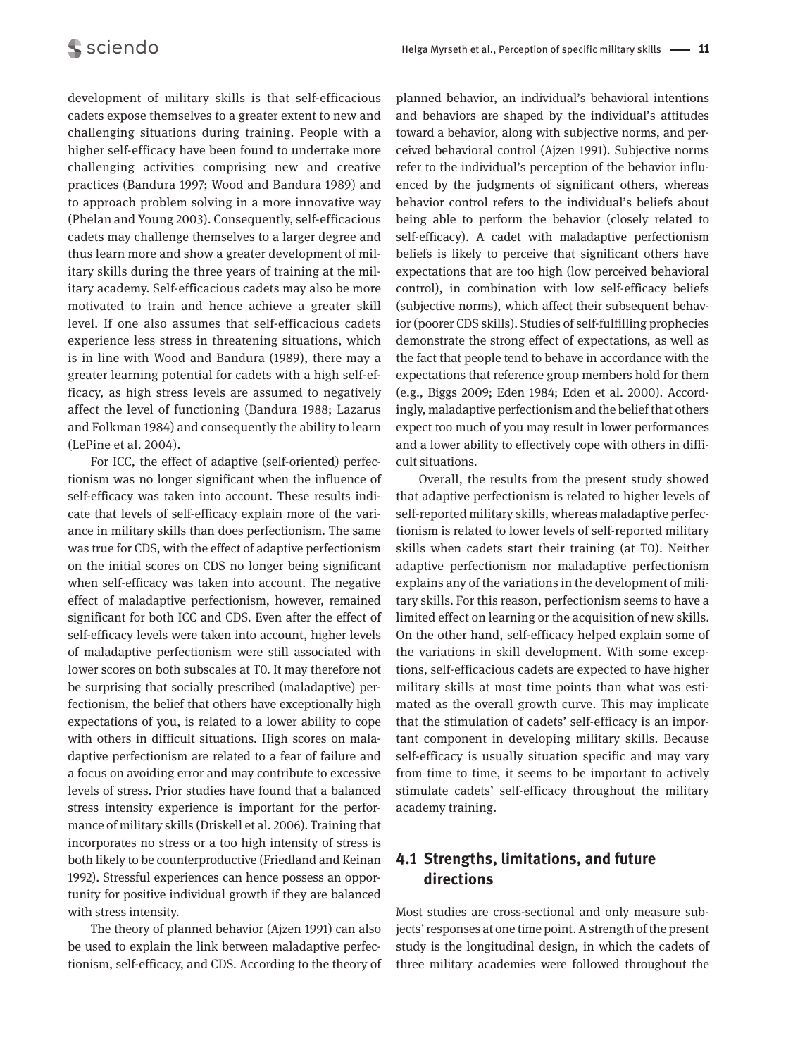development of military skills is that self-efficacious cadets expose themselves to a greater extent to new and challenging situations during training. People with a higher self-efficacy have been found to undertake more challenging activities comprising new and creative practices (Bandura 1997; Wood and Bandura 1989) and to approach problem solving in a more innovative way (Phelan and Young 2003). Consequently, self-efficacious cadets may challenge themselves to a larger degree and thus learn more and show a greater development of military skills during the three years of training at the military academy. Self-efficacious cadets may also be more motivated to train and hence achieve a greater skill level. If one also assumes that self-efficacious cadets experience less stress in threatening situations, which is in line with Wood and Bandura (1989), there may a greater learning potential for cadets with a high self-efficacy, as high stress levels are assumed to negatively affect the level of functioning (Bandura 1988; Lazarus and Folkman 1984) and consequently the ability to learn (LePine et al. 2004).

For ICC, the effect of adaptive (self-oriented) perfectionism was no longer significant when the influence of self-efficacy was taken into account. These results indicate that levels of self-efficacy explain more of the variance in military skills than does perfectionism. The same was true for CDS, with the effect of adaptive perfectionism on the initial scores on CDS no longer being significant when self-efficacy was taken into account. The negative effect of maladaptive perfectionism, however, remained significant for both ICC and CDS. Even after the effect of self-efficacy levels were taken into account, higher levels of maladaptive perfectionism were still associated with lower scores on both subscales at T0. It may therefore not be surprising that socially prescribed (maladaptive) perfectionism, the belief that others have exceptionally high expectations of you, is related to a lower ability to cope with others in difficult situations. High scores on maladaptive perfectionism are related to a fear of failure and a focus on avoiding error and may contribute to excessive levels of stress. Prior studies have found that a balanced stress intensity experience is important for the performance of military skills (Driskell et al. 2006). Training that incorporates no stress or a too high intensity of stress is both likely to be counterproductive (Friedland and Keinan 1992). Stressful experiences can hence possess an opportunity for positive individual growth if they are balanced with stress intensity.

The theory of planned behavior (Ajzen 1991) can also be used to explain the link between maladaptive perfectionism, self-efficacy, and CDS. According to the theory of planned behavior, an individual's behavioral intentions and behaviors are shaped by the individual's attitudes toward a behavior, along with subjective norms, and perceived behavioral control (Ajzen 1991). Subjective norms refer to the individual's perception of the behavior influenced by the judgments of significant others, whereas behavior control refers to the individual's beliefs about being able to perform the behavior (closely related to self-efficacy). A cadet with maladaptive perfectionism beliefs is likely to perceive that significant others have expectations that are too high (low perceived behavioral control), in combination with low self-efficacy beliefs (subjective norms), which affect their subsequent behavior (poorer CDS skills). Studies of self-fulfilling prophecies demonstrate the strong effect of expectations, as well as the fact that people tend to behave in accordance with the expectations that reference group members hold for them (e.g., Biggs 2009; Eden 1984; Eden et al. 2000). Accordingly, maladaptive perfectionism and the belief that others expect too much of you may result in lower performances and a lower ability to effectively cope with others in difficult situations.

Overall, the results from the present study showed that adaptive perfectionism is related to higher levels of self-reported military skills, whereas maladaptive perfectionism is related to lower levels of self-reported military skills when cadets start their training (at T0). Neither adaptive perfectionism nor maladaptive perfectionism explains any of the variations in the development of military skills. For this reason, perfectionism seems to have a limited effect on learning or the acquisition of new skills. On the other hand, self-efficacy helped explain some of the variations in skill development. With some exceptions, self-efficacious cadets are expected to have higher military skills at most time points than what was estimated as the overall growth curve. This may implicate that the stimulation of cadets' self-efficacy is an important component in developing military skills. Because self-efficacy is usually situation specific and may vary from time to time, it seems to be important to actively stimulate cadets' self-efficacy throughout the military academy training.

## 4.1 Strengths, limitations, and future directions

Most studies are cross-sectional and only measure subjects' responses at one time point. A strength of the present study is the longitudinal design, in which the cadets of three military academies were followed throughout the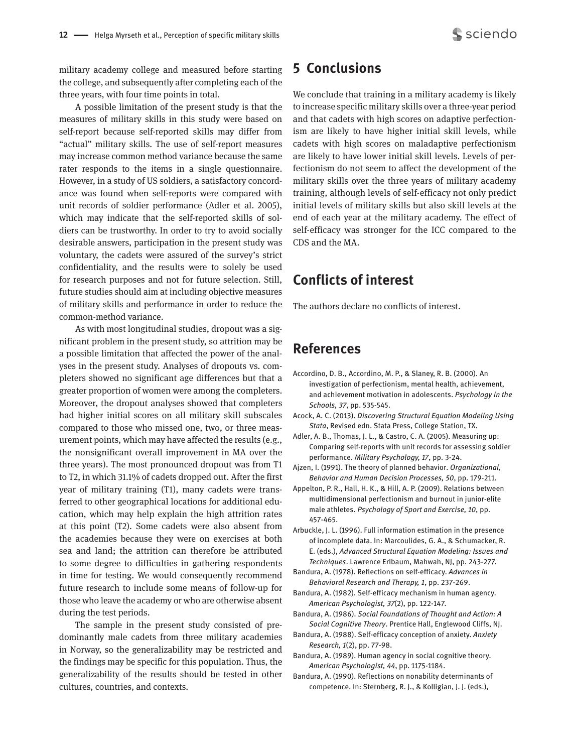military academy college and measured before starting the college, and subsequently after completing each of the three years, with four time points in total.

A possible limitation of the present study is that the measures of military skills in this study were based on self-report because self-reported skills may differ from "actual" military skills. The use of self-report measures may increase common method variance because the same rater responds to the items in a single questionnaire. However, in a study of US soldiers, a satisfactory concordance was found when self-reports were compared with unit records of soldier performance (Adler et al. 2005), which may indicate that the self-reported skills of soldiers can be trustworthy. In order to try to avoid socially desirable answers, participation in the present study was voluntary, the cadets were assured of the survey's strict confidentiality, and the results were to solely be used for research purposes and not for future selection. Still, future studies should aim at including objective measures of military skills and performance in order to reduce the common-method variance.

As with most longitudinal studies, dropout was a significant problem in the present study, so attrition may be a possible limitation that affected the power of the analyses in the present study. Analyses of dropouts vs. completers showed no significant age differences but that a greater proportion of women were among the completers. Moreover, the dropout analyses showed that completers had higher initial scores on all military skill subscales compared to those who missed one, two, or three measurement points, which may have affected the results (e.g., the nonsignificant overall improvement in MA over the three years). The most pronounced dropout was from T1 to T2, in which 31.1% of cadets dropped out. After the first year of military training (T1), many cadets were transferred to other geographical locations for additional education, which may help explain the high attrition rates at this point (T2). Some cadets were also absent from the academies because they were on exercises at both sea and land; the attrition can therefore be attributed to some degree to difficulties in gathering respondents in time for testing. We would consequently recommend future research to include some means of follow-up for those who leave the academy or who are otherwise absent during the test periods.

The sample in the present study consisted of predominantly male cadets from three military academies in Norway, so the generalizability may be restricted and the findings may be specific for this population. Thus, the generalizability of the results should be tested in other cultures, countries, and contexts.

# 5 Conclusions

We conclude that training in a military academy is likely to increase specific military skills over a three-year period and that cadets with high scores on adaptive perfectionism are likely to have higher initial skill levels, while cadets with high scores on maladaptive perfectionism are likely to have lower initial skill levels. Levels of perfectionism do not seem to affect the development of the military skills over the three years of military academy training, although levels of self-efficacy not only predict initial levels of military skills but also skill levels at the end of each year at the military academy. The effect of self-efficacy was stronger for the ICC compared to the CDS and the MA.

# Conflicts of interest

The authors declare no conflicts of interest.

# References

Accordino, D. B., Accordino, M. P., & Slaney, R. B. (2000). An investigation of perfectionism, mental health, achievement, and achievement motivation in adolescents. *Psychology in the Schools, 37*, pp. 535-545.

Acock, A. C. (2013). *Discovering Structural Equation Modeling Using Stata*, Revised edn. Stata Press, College Station, TX.

Adler, A. B., Thomas, J. L., & Castro, C. A. (2005). Measuring up: Comparing self-reports with unit records for assessing soldier performance. *Military Psychology, 17*, pp. 3-24.

Ajzen, I. (1991). The theory of planned behavior. *Organizational, Behavior and Human Decision Processes, 50*, pp. 179-211.

Appelton, P. R., Hall, H. K., & Hill, A. P. (2009). Relations between multidimensional perfectionism and burnout in junior-elite male athletes. *Psychology of Sport and Exercise, 10*, pp. 457-465.

Arbuckle, J. L. (1996). Full information estimation in the presence of incomplete data. In: Marcoulides, G. A., & Schumacker, R. E. (eds.), *Advanced Structural Equation Modeling: Issues and Techniques*. Lawrence Erlbaum, Mahwah, NJ, pp. 243-277.

Bandura, A. (1978). Reflections on self-efficacy. *Advances in Behavioral Research and Therapy, 1*, pp. 237-269.

Bandura, A. (1982). Self-efficacy mechanism in human agency. *American Psychologist, 37*(2), pp. 122-147.

Bandura, A. (1986). *Social Foundations of Thought and Action: A Social Cognitive Theory*. Prentice Hall, Englewood Cliffs, NJ.

Bandura, A. (1988). Self-efficacy conception of anxiety. *Anxiety Research, 1*(2), pp. 77-98.

Bandura, A. (1989). Human agency in social cognitive theory. *American Psychologist, 44*, pp. 1175-1184.

Bandura, A. (1990). Reflections on nonability determinants of competence. In: Sternberg, R. J., & Kolligian, J. J. (eds.),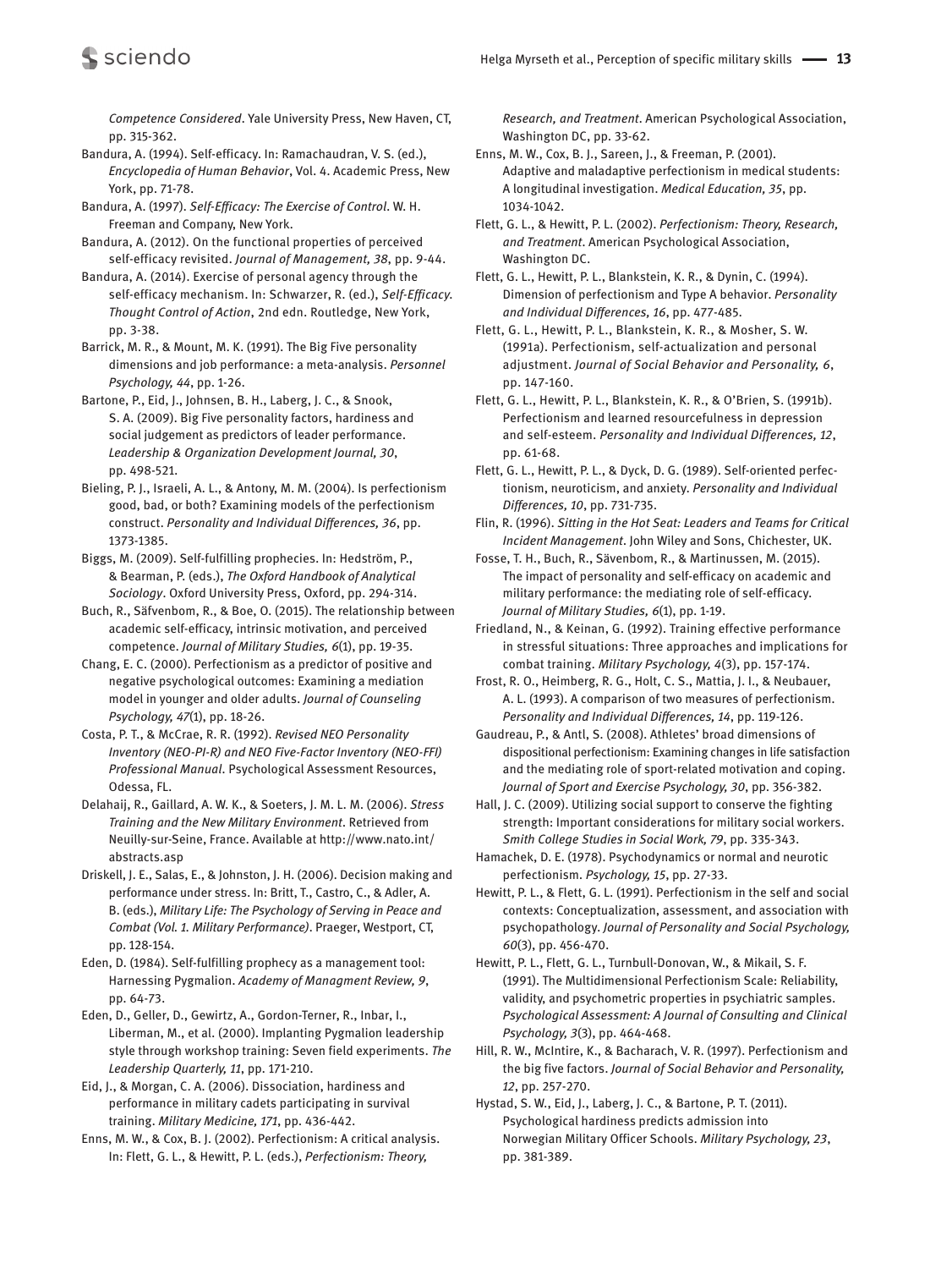*Competence Considered*. Yale University Press, New Haven, CT, pp. 315-362.

Bandura, A. (1994). Self-efficacy. In: Ramachaudran, V. S. (ed.), *Encyclopedia of Human Behavior*, Vol. 4. Academic Press, New York, pp. 71-78.

Bandura, A. (1997). *Self-Efficacy: The Exercise of Control*. W. H. Freeman and Company, New York.

Bandura, A. (2012). On the functional properties of perceived self-efficacy revisited. *Journal of Management, 38*, pp. 9-44.

Bandura, A. (2014). Exercise of personal agency through the self-efficacy mechanism. In: Schwarzer, R. (ed.), *Self-Efficacy. Thought Control of Action*, 2nd edn. Routledge, New York, pp. 3-38.

Barrick, M. R., & Mount, M. K. (1991). The Big Five personality dimensions and job performance: a meta-analysis. *Personnel Psychology, 44*, pp. 1-26.

Bartone, P., Eid, J., Johnsen, B. H., Laberg, J. C., & Snook, S. A. (2009). Big Five personality factors, hardiness and social judgement as predictors of leader performance. *Leadership & Organization Development Journal, 30*, pp. 498-521.

Bieling, P. J., Israeli, A. L., & Antony, M. M. (2004). Is perfectionism good, bad, or both? Examining models of the perfectionism construct. *Personality and Individual Differences, 36*, pp. 1373-1385.

Biggs, M. (2009). Self-fulfilling prophecies. In: Hedström, P., & Bearman, P. (eds.), *The Oxford Handbook of Analytical Sociology*. Oxford University Press, Oxford, pp. 294-314.

Buch, R., Säfvenbom, R., & Boe, O. (2015). The relationship between academic self-efficacy, intrinsic motivation, and perceived competence. *Journal of Military Studies, 6*(1), pp. 19-35.

Chang, E. C. (2000). Perfectionism as a predictor of positive and negative psychological outcomes: Examining a mediation model in younger and older adults. *Journal of Counseling Psychology, 47*(1), pp. 18-26.

Costa, P. T., & McCrae, R. R. (1992). *Revised NEO Personality Inventory (NEO-PI-R) and NEO Five-Factor Inventory (NEO-FFI) Professional Manual*. Psychological Assessment Resources, Odessa, FL.

Delahaij, R., Gaillard, A. W. K., & Soeters, J. M. L. M. (2006). *Stress Training and the New Military Environment*. Retrieved from Neuilly-sur-Seine, France. Available at http://www.nato.int/abstracts.asp

Driskell, J. E., Salas, E., & Johnston, J. H. (2006). Decision making and performance under stress. In: Britt, T., Castro, C., & Adler, A. B. (eds.), *Military Life: The Psychology of Serving in Peace and Combat (Vol. 1. Military Performance)*. Praeger, Westport, CT, pp. 128-154.

Eden, D. (1984). Self-fulfilling prophecy as a management tool: Harnessing Pygmalion. *Academy of Managment Review, 9*, pp. 64-73.

Eden, D., Geller, D., Gewirtz, A., Gordon-Terner, R., Inbar, I., Liberman, M., et al. (2000). Implanting Pygmalion leadership style through workshop training: Seven field experiments. *The Leadership Quarterly, 11*, pp. 171-210.

Eid, J., & Morgan, C. A. (2006). Dissociation, hardiness and performance in military cadets participating in survival training. *Military Medicine, 171*, pp. 436-442.

Enns, M. W., & Cox, B. J. (2002). Perfectionism: A critical analysis. In: Flett, G. L., & Hewitt, P. L. (eds.), *Perfectionism: Theory, Research, and Treatment*. American Psychological Association, Washington DC, pp. 33-62.

Enns, M. W., Cox, B. J., Sareen, J., & Freeman, P. (2001). Adaptive and maladaptive perfectionism in medical students: A longitudinal investigation. *Medical Education, 35*, pp. 1034-1042.

Flett, G. L., & Hewitt, P. L. (2002). *Perfectionism: Theory, Research, and Treatment*. American Psychological Association, Washington DC.

Flett, G. L., Hewitt, P. L., Blankstein, K. R., & Dynin, C. (1994). Dimension of perfectionism and Type A behavior. *Personality and Individual Differences, 16*, pp. 477-485.

Flett, G. L., Hewitt, P. L., Blankstein, K. R., & Mosher, S. W. (1991a). Perfectionism, self-actualization and personal adjustment. *Journal of Social Behavior and Personality, 6*, pp. 147-160.

Flett, G. L., Hewitt, P. L., Blankstein, K. R., & O'Brien, S. (1991b). Perfectionism and learned resourcefulness in depression and self-esteem. *Personality and Individual Differences, 12*, pp. 61-68.

Flett, G. L., Hewitt, P. L., & Dyck, D. G. (1989). Self-oriented perfectionism, neuroticism, and anxiety. *Personality and Individual Differences, 10*, pp. 731-735.

Flin, R. (1996). *Sitting in the Hot Seat: Leaders and Teams for Critical Incident Management*. John Wiley and Sons, Chichester, UK.

Fosse, T. H., Buch, R., Sävenbom, R., & Martinussen, M. (2015). The impact of personality and self-efficacy on academic and military performance: the mediating role of self-efficacy. *Journal of Military Studies, 6*(1), pp. 1-19.

Friedland, N., & Keinan, G. (1992). Training effective performance in stressful situations: Three approaches and implications for combat training. *Military Psychology, 4*(3), pp. 157-174.

Frost, R. O., Heimberg, R. G., Holt, C. S., Mattia, J. I., & Neubauer, A. L. (1993). A comparison of two measures of perfectionism. *Personality and Individual Differences, 14*, pp. 119-126.

Gaudreau, P., & Antl, S. (2008). Athletes' broad dimensions of dispositional perfectionism: Examining changes in life satisfaction and the mediating role of sport-related motivation and coping. *Journal of Sport and Exercise Psychology, 30*, pp. 356-382.

Hall, J. C. (2009). Utilizing social support to conserve the fighting strength: Important considerations for military social workers. *Smith College Studies in Social Work, 79*, pp. 335-343.

Hamachek, D. E. (1978). Psychodynamics or normal and neurotic perfectionism. *Psychology, 15*, pp. 27-33.

Hewitt, P. L., & Flett, G. L. (1991). Perfectionism in the self and social contexts: Conceptualization, assessment, and association with psychopathology. *Journal of Personality and Social Psychology, 60*(3), pp. 456-470.

Hewitt, P. L., Flett, G. L., Turnbull-Donovan, W., & Mikail, S. F. (1991). The Multidimensional Perfectionism Scale: Reliability, validity, and psychometric properties in psychiatric samples. *Psychological Assessment: A Journal of Consulting and Clinical Psychology, 3*(3), pp. 464-468.

Hill, R. W., McIntire, K., & Bacharach, V. R. (1997). Perfectionism and the big five factors. *Journal of Social Behavior and Personality, 12*, pp. 257-270.

Hystad, S. W., Eid, J., Laberg, J. C., & Bartone, P. T. (2011). Psychological hardiness predicts admission into Norwegian Military Officer Schools. *Military Psychology, 23*, pp. 381-389.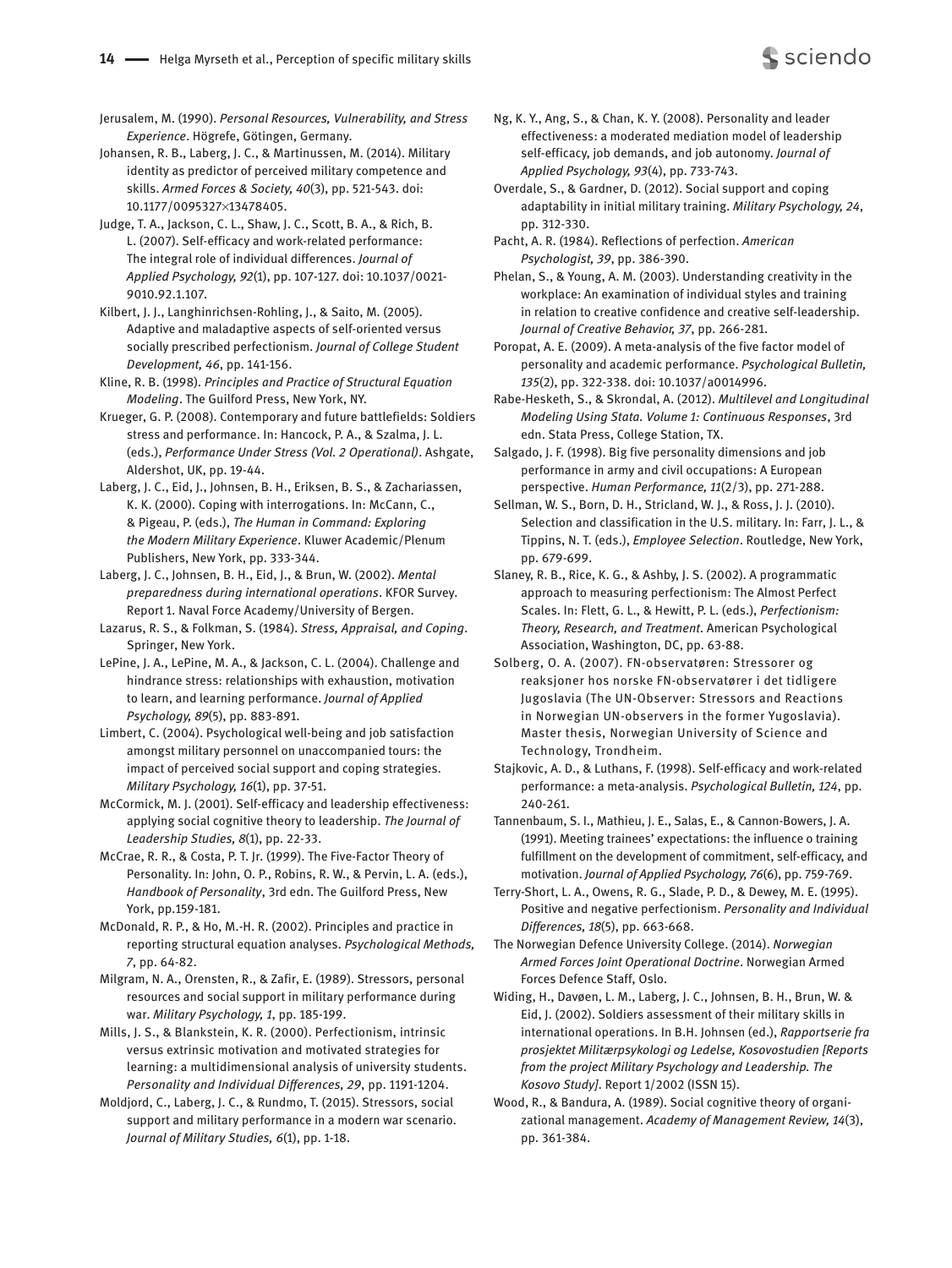Jerusalem, M. (1990). *Personal Resources, Vulnerability, and Stress Experience*. Högrefe, Götingen, Germany.

Johansen, R. B., Laberg, J. C., & Martinussen, M. (2014). Military identity as predictor of perceived military competence and skills. *Armed Forces & Society, 40*(3), pp. 521-543. doi: 10.1177/0095327×13478405.

Judge, T. A., Jackson, C. L., Shaw, J. C., Scott, B. A., & Rich, B. L. (2007). Self-efficacy and work-related performance: The integral role of individual differences. *Journal of Applied Psychology, 92*(1), pp. 107-127. doi: 10.1037/0021-9010.92.1.107.

Kilbert, J. J., Langhinrichsen-Rohling, J., & Saito, M. (2005). Adaptive and maladaptive aspects of self-oriented versus socially prescribed perfectionism. *Journal of College Student Development, 46*, pp. 141-156.

Kline, R. B. (1998). *Principles and Practice of Structural Equation Modeling*. The Guilford Press, New York, NY.

Krueger, G. P. (2008). Contemporary and future battlefields: Soldiers stress and performance. In: Hancock, P. A., & Szalma, J. L. (eds.), *Performance Under Stress (Vol. 2 Operational)*. Ashgate, Aldershot, UK, pp. 19-44.

Laberg, J. C., Eid, J., Johnsen, B. H., Eriksen, B. S., & Zachariassen, K. K. (2000). Coping with interrogations. In: McCann, C., & Pigeau, P. (eds.), *The Human in Command: Exploring the Modern Military Experience*. Kluwer Academic/Plenum Publishers, New York, pp. 333-344.

Laberg, J. C., Johnsen, B. H., Eid, J., & Brun, W. (2002). *Mental preparedness during international operations*. KFOR Survey. Report 1. Naval Force Academy/University of Bergen.

Lazarus, R. S., & Folkman, S. (1984). *Stress, Appraisal, and Coping*. Springer, New York.

LePine, J. A., LePine, M. A., & Jackson, C. L. (2004). Challenge and hindrance stress: relationships with exhaustion, motivation to learn, and learning performance. *Journal of Applied Psychology, 89*(5), pp. 883-891.

Limbert, C. (2004). Psychological well-being and job satisfaction amongst military personnel on unaccompanied tours: the impact of perceived social support and coping strategies. *Military Psychology, 16*(1), pp. 37-51.

McCormick, M. J. (2001). Self-efficacy and leadership effectiveness: applying social cognitive theory to leadership. *The Journal of Leadership Studies, 8*(1), pp. 22-33.

McCrae, R. R., & Costa, P. T. Jr. (1999). The Five-Factor Theory of Personality. In: John, O. P., Robins, R. W., & Pervin, L. A. (eds.), *Handbook of Personality*, 3rd edn. The Guilford Press, New York, pp.159-181.

McDonald, R. P., & Ho, M.-H. R. (2002). Principles and practice in reporting structural equation analyses. *Psychological Methods, 7*, pp. 64-82.

Milgram, N. A., Orensten, R., & Zafir, E. (1989). Stressors, personal resources and social support in military performance during war. *Military Psychology, 1*, pp. 185-199.

Mills, J. S., & Blankstein, K. R. (2000). Perfectionism, intrinsic versus extrinsic motivation and motivated strategies for learning: a multidimensional analysis of university students. *Personality and Individual Differences, 29*, pp. 1191-1204.

Moldjord, C., Laberg, J. C., & Rundmo, T. (2015). Stressors, social support and military performance in a modern war scenario. *Journal of Military Studies, 6*(1), pp. 1-18.

Ng, K. Y., Ang, S., & Chan, K. Y. (2008). Personality and leader effectiveness: a moderated mediation model of leadership self-efficacy, job demands, and job autonomy. *Journal of Applied Psychology, 93*(4), pp. 733-743.

Overdale, S., & Gardner, D. (2012). Social support and coping adaptability in initial military training. *Military Psychology, 24*, pp. 312-330.

Pacht, A. R. (1984). Reflections of perfection. *American Psychologist, 39*, pp. 386-390.

Phelan, S., & Young, A. M. (2003). Understanding creativity in the workplace: An examination of individual styles and training in relation to creative confidence and creative self-leadership. *Journal of Creative Behavior, 37*, pp. 266-281.

Poropat, A. E. (2009). A meta-analysis of the five factor model of personality and academic performance. *Psychological Bulletin, 135*(2), pp. 322-338. doi: 10.1037/a0014996.

Rabe-Hesketh, S., & Skrondal, A. (2012). *Multilevel and Longitudinal Modeling Using Stata. Volume 1: Continuous Responses*, 3rd edn. Stata Press, College Station, TX.

Salgado, J. F. (1998). Big five personality dimensions and job performance in army and civil occupations: A European perspective. *Human Performance, 11*(2/3), pp. 271-288.

Sellman, W. S., Born, D. H., Stricland, W. J., & Ross, J. J. (2010). Selection and classification in the U.S. military. In: Farr, J. L., & Tippins, N. T. (eds.), *Employee Selection*. Routledge, New York, pp. 679-699.

Slaney, R. B., Rice, K. G., & Ashby, J. S. (2002). A programmatic approach to measuring perfectionism: The Almost Perfect Scales. In: Flett, G. L., & Hewitt, P. L. (eds.), *Perfectionism: Theory, Research, and Treatment*. American Psychological Association, Washington, DC, pp. 63-88.

Solberg, O. A. (2007). FN-observatøren: Stressorer og reaksjoner hos norske FN-observatører i det tidligere Jugoslavia (The UN-Observer: Stressors and Reactions in Norwegian UN-observers in the former Yugoslavia). Master thesis, Norwegian University of Science and Technology, Trondheim.

Stajkovic, A. D., & Luthans, F. (1998). Self-efficacy and work-related performance: a meta-analysis. *Psychological Bulletin, 124*, pp. 240-261.

Tannenbaum, S. I., Mathieu, J. E., Salas, E., & Cannon-Bowers, J. A. (1991). Meeting trainees' expectations: the influence o training fulfillment on the development of commitment, self-efficacy, and motivation. *Journal of Applied Psychology, 76*(6), pp. 759-769.

Terry-Short, L. A., Owens, R. G., Slade, P. D., & Dewey, M. E. (1995). Positive and negative perfectionism. *Personality and Individual Differences, 18*(5), pp. 663-668.

The Norwegian Defence University College. (2014). *Norwegian Armed Forces Joint Operational Doctrine*. Norwegian Armed Forces Defence Staff, Oslo.

Widing, H., Davøen, L. M., Laberg, J. C., Johnsen, B. H., Brun, W. & Eid, J. (2002). Soldiers assessment of their military skills in international operations. In B.H. Johnsen (ed.), *Rapportserie fra prosjektet Militærpsykologi og Ledelse, Kosovostudien [Reports from the project Military Psychology and Leadership. The Kosovo Study]*. Report 1/2002 (ISSN 15).

Wood, R., & Bandura, A. (1989). Social cognitive theory of organizational management. *Academy of Management Review, 14*(3), pp. 361-384.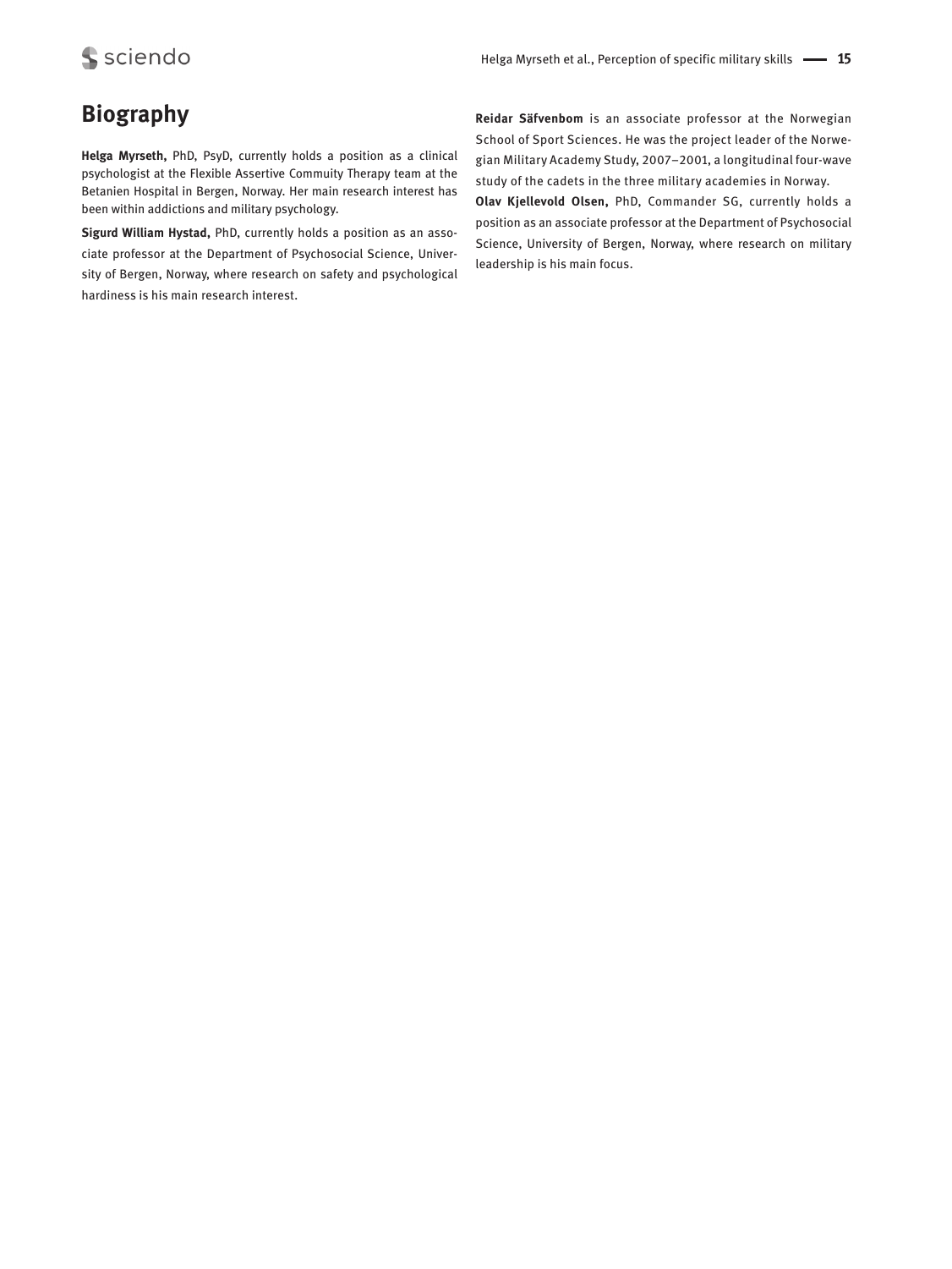# Biography

**Helga Myrseth,** PhD, PsyD, currently holds a position as a clinical psychologist at the Flexible Assertive Commuity Therapy team at the Betanien Hospital in Bergen, Norway. Her main research interest has been within addictions and military psychology.

**Sigurd William Hystad,** PhD, currently holds a position as an associate professor at the Department of Psychosocial Science, University of Bergen, Norway, where research on safety and psychological hardiness is his main research interest.

**Reidar Säfvenbom** is an associate professor at the Norwegian School of Sport Sciences. He was the project leader of the Norwegian Military Academy Study, 2007–2001, a longitudinal four-wave study of the cadets in the three military academies in Norway.

**Olav Kjellevold Olsen,** PhD, Commander SG, currently holds a position as an associate professor at the Department of Psychosocial Science, University of Bergen, Norway, where research on military leadership is his main focus.